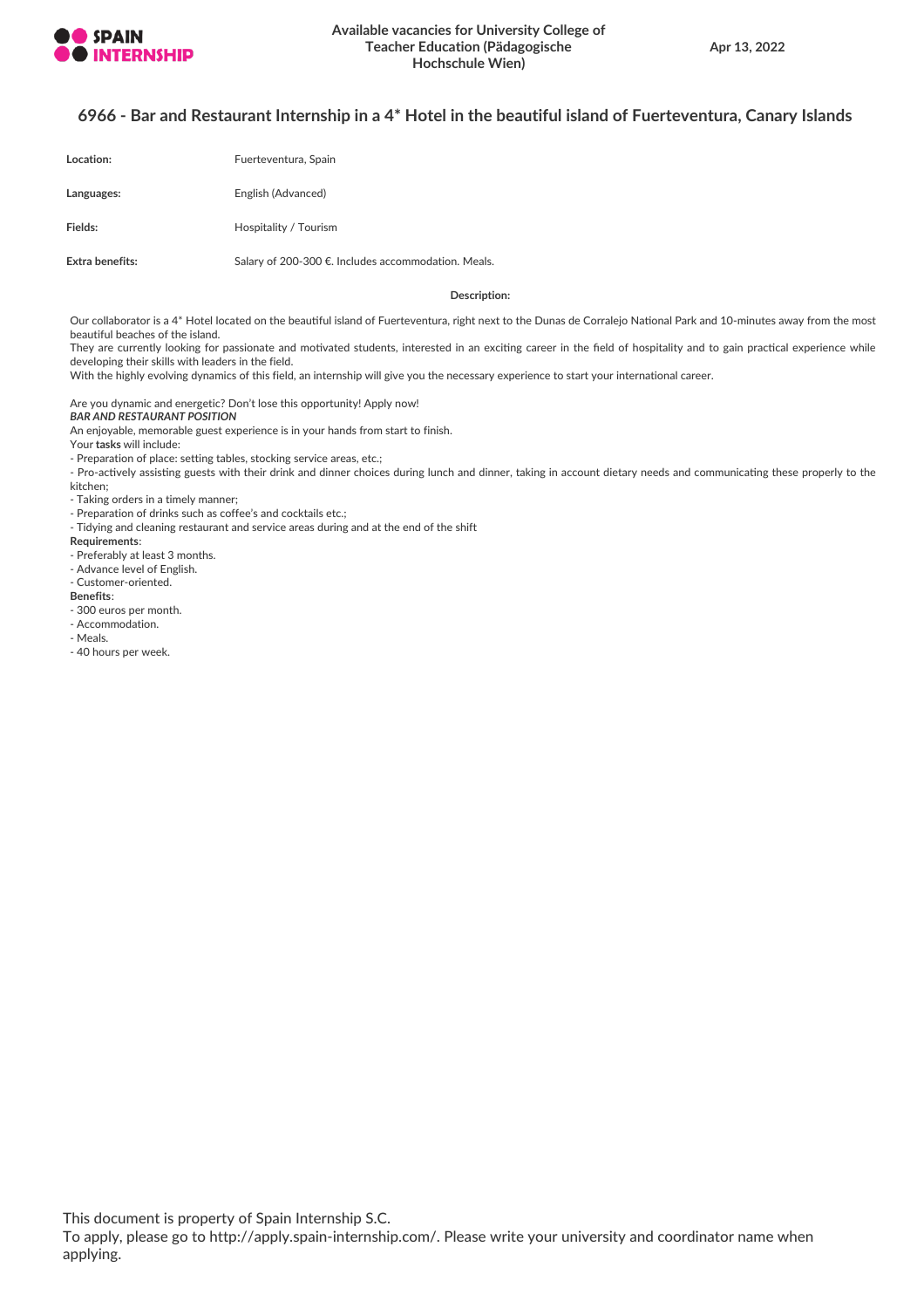# 6966 - Bar and Restaurant Internship in a 4* Hotel in the beautiful island of Fuerteventura, Canary Islands

| | |
|---|---|
| **Location:** | Fuerteventura, Spain |
| **Languages:** | English (Advanced) |
| **Fields:** | Hospitality / Tourism |
| **Extra benefits:** | Salary of 200-300 €. Includes accommodation. Meals. |

**Description:**

Our collaborator is a 4* Hotel located on the beautiful island of Fuerteventura, right next to the Dunas de Corralejo National Park and 10-minutes away from the most beautiful beaches of the island.
They are currently looking for passionate and motivated students, interested in an exciting career in the field of hospitality and to gain practical experience while developing their skills with leaders in the field.
With the highly evolving dynamics of this field, an internship will give you the necessary experience to start your international career.

Are you dynamic and energetic? Don't lose this opportunity! Apply now!
***BAR AND RESTAURANT POSITION***
An enjoyable, memorable guest experience is in your hands from start to finish.
Your **tasks** will include:
- Preparation of place: setting tables, stocking service areas, etc.;
- Pro-actively assisting guests with their drink and dinner choices during lunch and dinner, taking in account dietary needs and communicating these properly to the kitchen;
- Taking orders in a timely manner;
- Preparation of drinks such as coffee's and cocktails etc.;
- Tidying and cleaning restaurant and service areas during and at the end of the shift

**Requirements**:
- Preferably at least 3 months.
- Advance level of English.
- Customer-oriented.

**Benefits**:
- 300 euros per month.
- Accommodation.
- Meals.
- 40 hours per week.

This document is property of Spain Internship S.C.
To apply, please go to http://apply.spain-internship.com/. Please write your university and coordinator name when applying.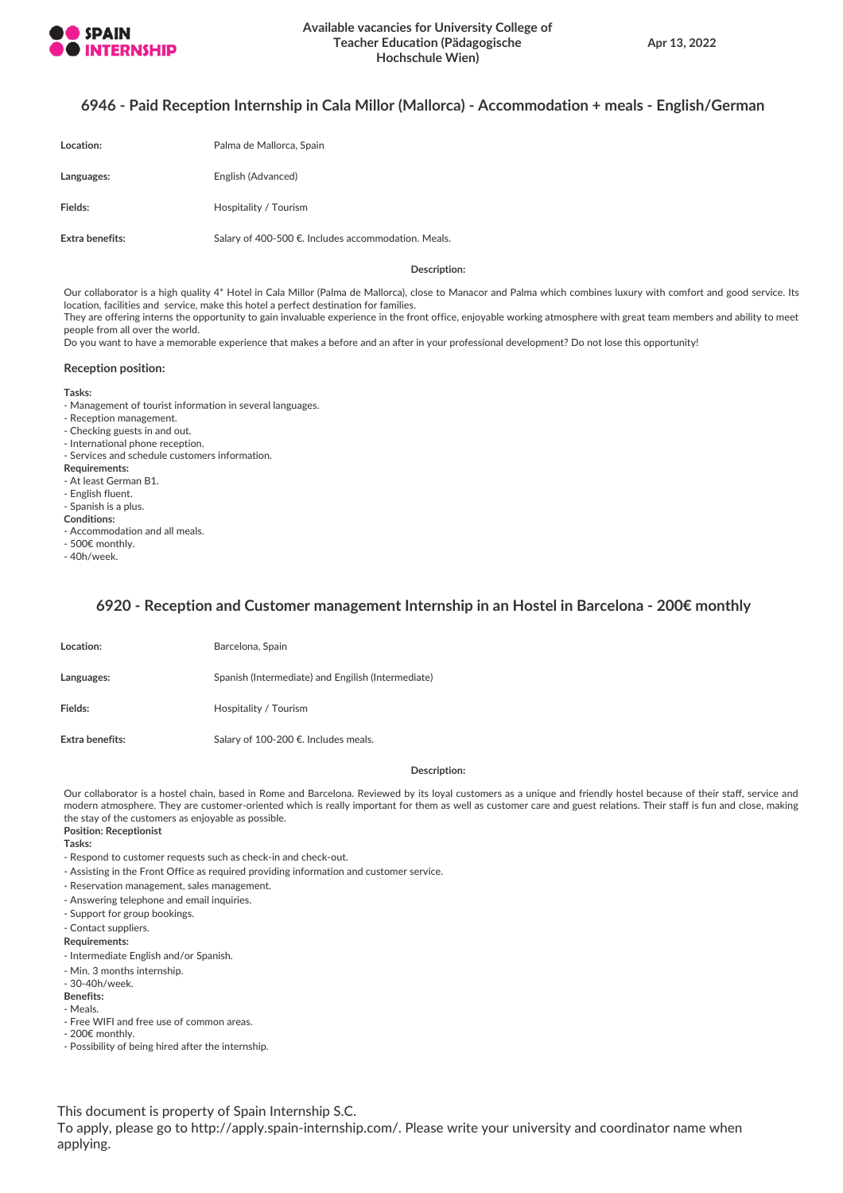## 6946 - Paid Reception Internship in Cala Millor (Mallorca) - Accommodation + meals - English/German

| | |
|---|---|
| **Location:** | Palma de Mallorca, Spain |
| **Languages:** | English (Advanced) |
| **Fields:** | Hospitality / Tourism |
| **Extra benefits:** | Salary of 400-500 €. Includes accommodation. Meals. |

**Description:**

Our collaborator is a high quality 4* Hotel in Cala Millor (Palma de Mallorca), close to Manacor and Palma which combines luxury with comfort and good service. Its location, facilities and service, make this hotel a perfect destination for families.
They are offering interns the opportunity to gain invaluable experience in the front office, enjoyable working atmosphere with great team members and ability to meet people from all over the world.
Do you want to have a memorable experience that makes a before and an after in your professional development? Do not lose this opportunity!

**Reception position:**

**Tasks:**
- Management of tourist information in several languages.
- Reception management.
- Checking guests in and out.
- International phone reception.
- Services and schedule customers information.

**Requirements:**
- At least German B1.
- English fluent.
- Spanish is a plus.

**Conditions:**
- Accommodation and all meals.
- 500€ monthly.
- 40h/week.

## 6920 - Reception and Customer management Internship in an Hostel in Barcelona - 200€ monthly

| | |
|---|---|
| **Location:** | Barcelona, Spain |
| **Languages:** | Spanish (Intermediate) and Engilish (Intermediate) |
| **Fields:** | Hospitality / Tourism |
| **Extra benefits:** | Salary of 100-200 €. Includes meals. |

**Description:**

Our collaborator is a hostel chain, based in Rome and Barcelona. Reviewed by its loyal customers as a unique and friendly hostel because of their staff, service and modern atmosphere. They are customer-oriented which is really important for them as well as customer care and guest relations. Their staff is fun and close, making the stay of the customers as enjoyable as possible.

**Position: Receptionist**

**Tasks:**
- Respond to customer requests such as check-in and check-out.
- Assisting in the Front Office as required providing information and customer service.
- Reservation management, sales management.
- Answering telephone and email inquiries.
- Support for group bookings.
- Contact suppliers.

**Requirements:**
- Intermediate English and/or Spanish.
- Min. 3 months internship.
- 30-40h/week.

**Benefits:**
- Meals.
- Free WIFI and free use of common areas.
- 200€ monthly.
- Possibility of being hired after the internship.

This document is property of Spain Internship S.C.
To apply, please go to http://apply.spain-internship.com/. Please write your university and coordinator name when applying.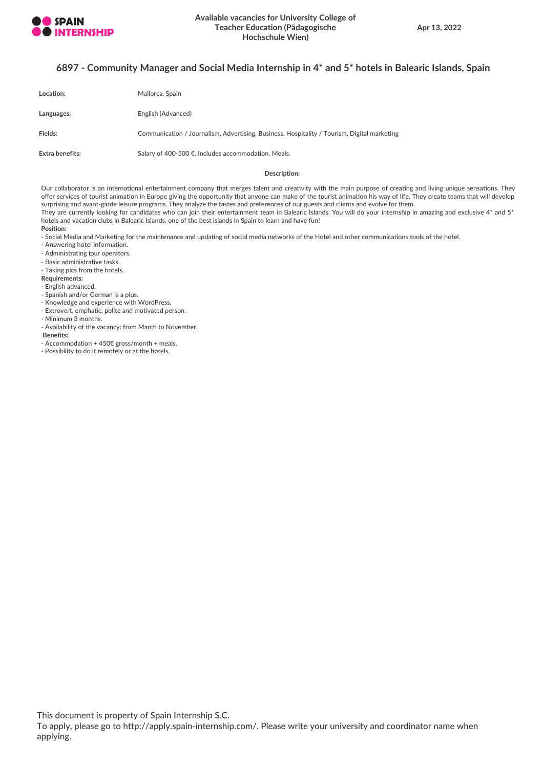## 6897 - Community Manager and Social Media Internship in 4* and 5* hotels in Balearic Islands, Spain

| | |
|---|---|
| **Location:** | Mallorca, Spain |
| **Languages:** | English (Advanced) |
| **Fields:** | Communication / Journalism, Advertising, Business, Hospitality / Tourism, Digital marketing |
| **Extra benefits:** | Salary of 400-500 €. Includes accommodation. Meals. |

**Description:**

Our collaborator is an international entertainment company that merges talent and creativity with the main purpose of creating and living unique sensations. They offer services of tourist animation in Europe giving the opportunity that anyone can make of the tourist animation his way of life. They create teams that will develop surprising and avant-garde leisure programs. They analyze the tastes and preferences of our guests and clients and evolve for them.
They are currently looking for candidates who can join their entertainment team in Balearic Islands. You will do your internship in amazing and exclusive 4* and 5* hotels and vacation clubs in Balearic Islands, one of the best islands in Spain to learn and have fun!

**Position:**

- Social Media and Marketing for the maintenance and updating of social media networks of the Hotel and other communications tools of the hotel.
- Answering hotel information.
- Administrating tour operators.
- Basic administrative tasks.
- Taking pics from the hotels.

**Requirements:**

- English advanced.
- Spanish and/or German is a plus.
- Knowledge and experience with WordPress.
- Extrovert, emphatic, polite and motivated person.
- Minimum 3 months.
- Availability of the vacancy: from March to November.

**Benefits:**

- Accommodation + 450€ gross/month + meals.
- Possibility to do it remotely or at the hotels.

This document is property of Spain Internship S.C.
To apply, please go to http://apply.spain-internship.com/. Please write your university and coordinator name when applying.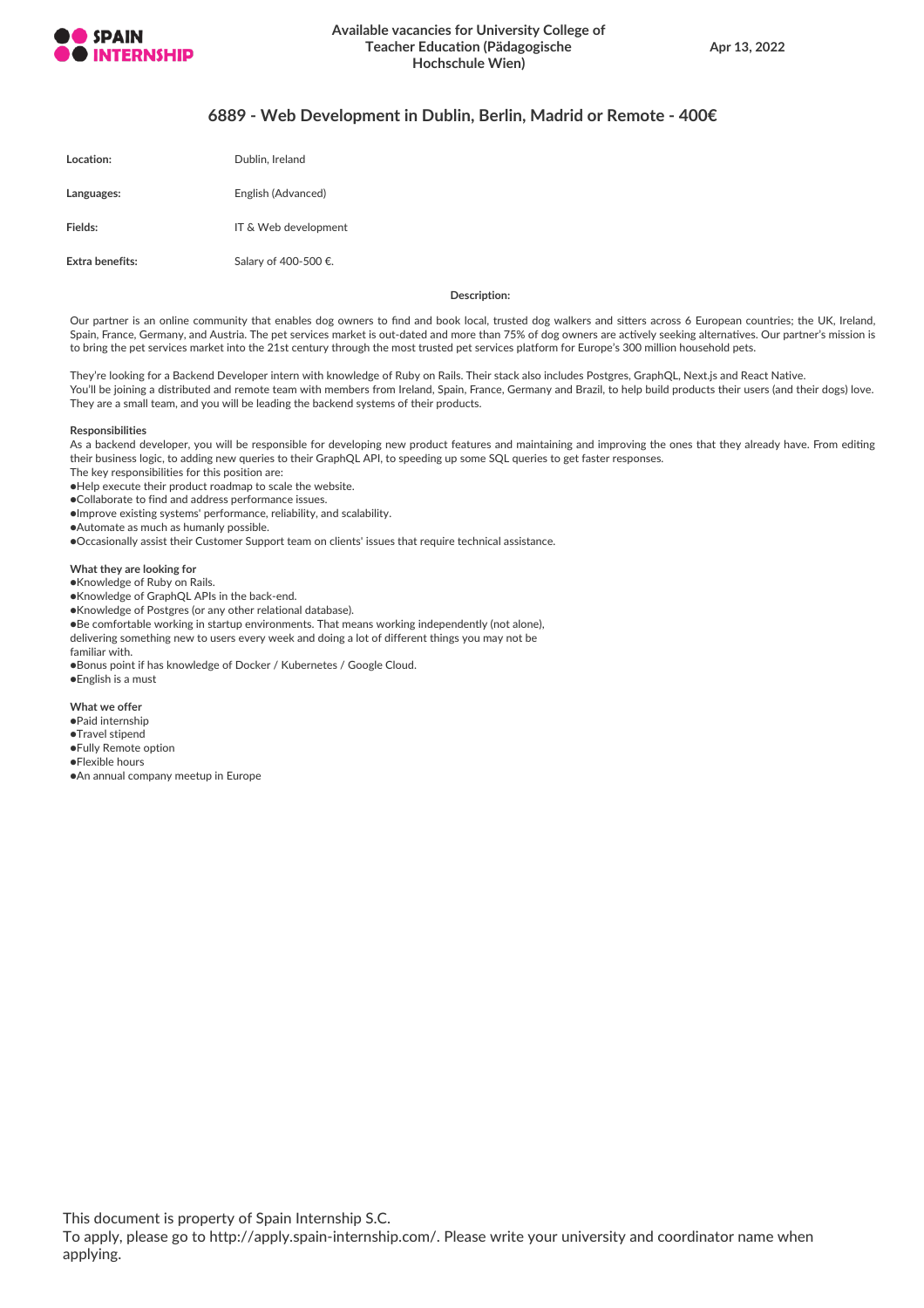## 6889 - Web Development in Dublin, Berlin, Madrid or Remote - 400€

| | |
|---|---|
| **Location:** | Dublin, Ireland |
| **Languages:** | English (Advanced) |
| **Fields:** | IT & Web development |
| **Extra benefits:** | Salary of 400-500 €. |

**Description:**

Our partner is an online community that enables dog owners to find and book local, trusted dog walkers and sitters across 6 European countries; the UK, Ireland, Spain, France, Germany, and Austria. The pet services market is out-dated and more than 75% of dog owners are actively seeking alternatives. Our partner's mission is to bring the pet services market into the 21st century through the most trusted pet services platform for Europe's 300 million household pets.

They're looking for a Backend Developer intern with knowledge of Ruby on Rails. Their stack also includes Postgres, GraphQL, Next.js and React Native.
You'll be joining a distributed and remote team with members from Ireland, Spain, France, Germany and Brazil, to help build products their users (and their dogs) love. They are a small team, and you will be leading the backend systems of their products.

**Responsibilities**

As a backend developer, you will be responsible for developing new product features and maintaining and improving the ones that they already have. From editing their business logic, to adding new queries to their GraphQL API, to speeding up some SQL queries to get faster responses.
The key responsibilities for this position are:

- Help execute their product roadmap to scale the website.
- Collaborate to find and address performance issues.
- Improve existing systems' performance, reliability, and scalability.
- Automate as much as humanly possible.
- Occasionally assist their Customer Support team on clients' issues that require technical assistance.

**What they are looking for**

- Knowledge of Ruby on Rails.
- Knowledge of GraphQL APIs in the back-end.
- Knowledge of Postgres (or any other relational database).
- Be comfortable working in startup environments. That means working independently (not alone), delivering something new to users every week and doing a lot of different things you may not be familiar with.
- Bonus point if has knowledge of Docker / Kubernetes / Google Cloud.
- English is a must

**What we offer**

- Paid internship
- Travel stipend
- Fully Remote option
- Flexible hours
- An annual company meetup in Europe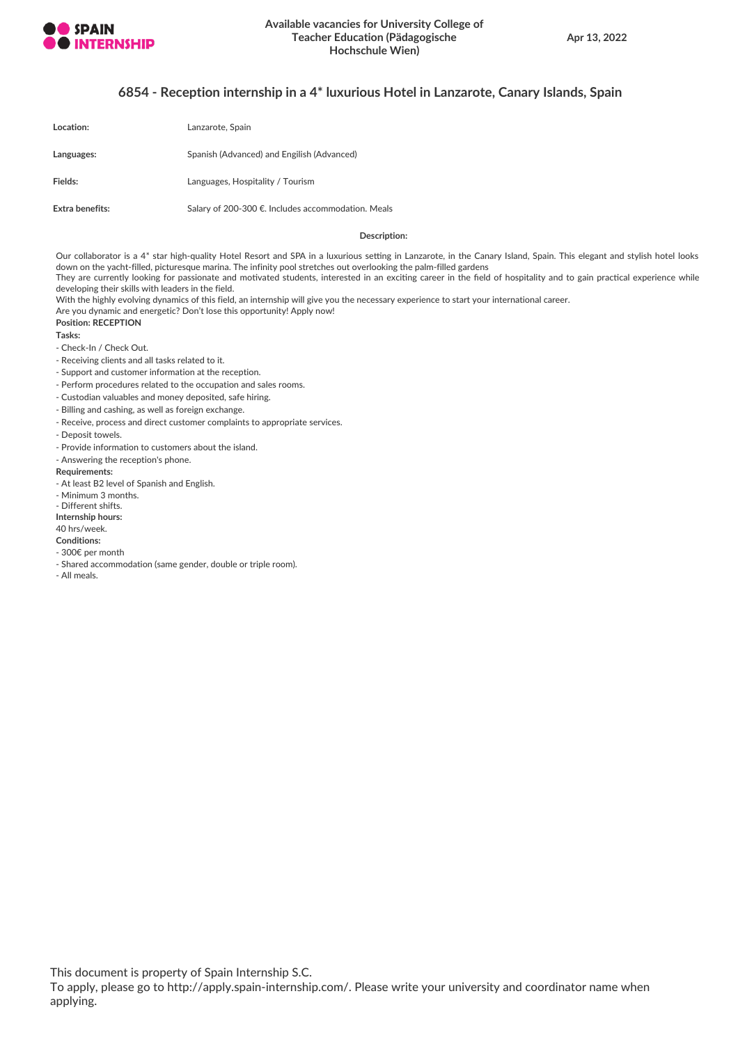## 6854 - Reception internship in a 4* luxurious Hotel in Lanzarote, Canary Islands, Spain

| | |
|---|---|
| **Location:** | Lanzarote, Spain |
| **Languages:** | Spanish (Advanced) and English (Advanced) |
| **Fields:** | Languages, Hospitality / Tourism |
| **Extra benefits:** | Salary of 200-300 €. Includes accommodation. Meals |

**Description:**

Our collaborator is a 4* star high-quality Hotel Resort and SPA in a luxurious setting in Lanzarote, in the Canary Island, Spain. This elegant and stylish hotel looks down on the yacht-filled, picturesque marina. The infinity pool stretches out overlooking the palm-filled gardens

They are currently looking for passionate and motivated students, interested in an exciting career in the field of hospitality and to gain practical experience while developing their skills with leaders in the field.

With the highly evolving dynamics of this field, an internship will give you the necessary experience to start your international career.

Are you dynamic and energetic? Don't lose this opportunity! Apply now!

**Position: RECEPTION**

**Tasks:**

- Check-In / Check Out.
- Receiving clients and all tasks related to it.
- Support and customer information at the reception.
- Perform procedures related to the occupation and sales rooms.
- Custodian valuables and money deposited, safe hiring.
- Billing and cashing, as well as foreign exchange.
- Receive, process and direct customer complaints to appropriate services.
- Deposit towels.
- Provide information to customers about the island.
- Answering the reception's phone.

**Requirements:**

- At least B2 level of Spanish and English.
- Minimum 3 months.
- Different shifts.

**Internship hours:**

40 hrs/week.

**Conditions:**

- 300€ per month
- Shared accommodation (same gender, double or triple room).
- All meals.

This document is property of Spain Internship S.C.

To apply, please go to http://apply.spain-internship.com/. Please write your university and coordinator name when applying.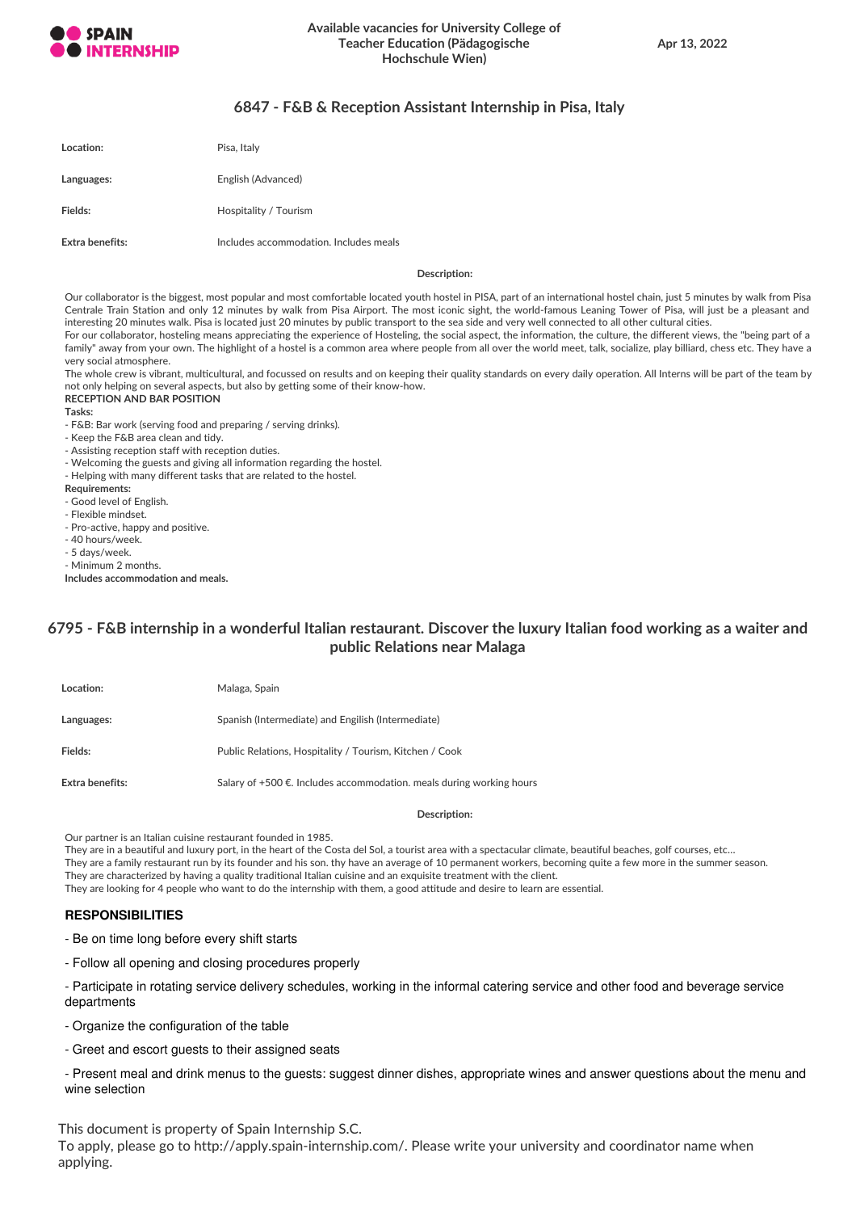## 6847 - F&B & Reception Assistant Internship in Pisa, Italy

| | |
|---|---|
| **Location:** | Pisa, Italy |
| **Languages:** | English (Advanced) |
| **Fields:** | Hospitality / Tourism |
| **Extra benefits:** | Includes accommodation. Includes meals |

**Description:**

Our collaborator is the biggest, most popular and most comfortable located youth hostel in PISA, part of an international hostel chain, just 5 minutes by walk from Pisa Centrale Train Station and only 12 minutes by walk from Pisa Airport. The most iconic sight, the world-famous Leaning Tower of Pisa, will just be a pleasant and interesting 20 minutes walk. Pisa is located just 20 minutes by public transport to the sea side and very well connected to all other cultural cities.

For our collaborator, hosteling means appreciating the experience of Hosteling, the social aspect, the information, the culture, the different views, the "being part of a family" away from your own. The highlight of a hostel is a common area where people from all over the world meet, talk, socialize, play billiard, chess etc. They have a very social atmosphere.

The whole crew is vibrant, multicultural, and focussed on results and on keeping their quality standards on every daily operation. All Interns will be part of the team by not only helping on several aspects, but also by getting some of their know-how.

**RECEPTION AND BAR POSITION**

**Tasks:**

- F&B: Bar work (serving food and preparing / serving drinks).
- Keep the F&B area clean and tidy.
- Assisting reception staff with reception duties.
- Welcoming the guests and giving all information regarding the hostel.
- Helping with many different tasks that are related to the hostel.

**Requirements:**

- Good level of English.
- Flexible mindset.
- Pro-active, happy and positive.
- 40 hours/week.
- 5 days/week.
- Minimum 2 months.

**Includes accommodation and meals.**

## 6795 - F&B internship in a wonderful Italian restaurant. Discover the luxury Italian food working as a waiter and public Relations near Malaga

| | |
|---|---|
| **Location:** | Malaga, Spain |
| **Languages:** | Spanish (Intermediate) and Engilish (Intermediate) |
| **Fields:** | Public Relations, Hospitality / Tourism, Kitchen / Cook |
| **Extra benefits:** | Salary of +500 €. Includes accommodation. meals during working hours |

**Description:**

Our partner is an Italian cuisine restaurant founded in 1985.

They are in a beautiful and luxury port, in the heart of the Costa del Sol, a tourist area with a spectacular climate, beautiful beaches, golf courses, etc…

They are a family restaurant run by its founder and his son. thy have an average of 10 permanent workers, becoming quite a few more in the summer season.

They are characterized by having a quality traditional Italian cuisine and an exquisite treatment with the client.

They are looking for 4 people who want to do the internship with them, a good attitude and desire to learn are essential.

**RESPONSIBILITIES**

- Be on time long before every shift starts
- Follow all opening and closing procedures properly
- Participate in rotating service delivery schedules, working in the informal catering service and other food and beverage service departments
- Organize the configuration of the table
- Greet and escort guests to their assigned seats
- Present meal and drink menus to the guests: suggest dinner dishes, appropriate wines and answer questions about the menu and wine selection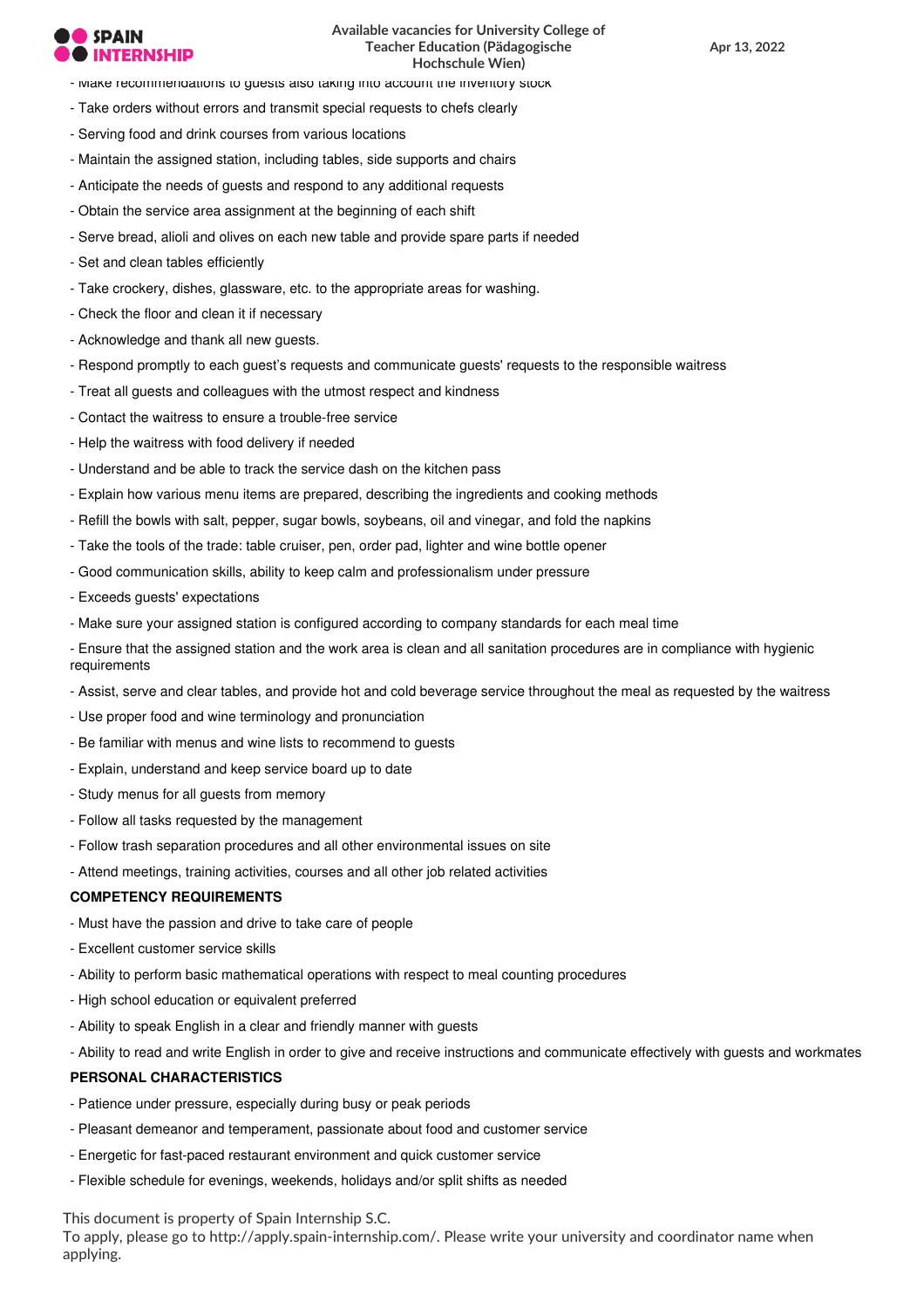- Make recommendations to guests also taking into account the inventory stock
- Take orders without errors and transmit special requests to chefs clearly
- Serving food and drink courses from various locations
- Maintain the assigned station, including tables, side supports and chairs
- Anticipate the needs of guests and respond to any additional requests
- Obtain the service area assignment at the beginning of each shift
- Serve bread, alioli and olives on each new table and provide spare parts if needed
- Set and clean tables efficiently
- Take crockery, dishes, glassware, etc. to the appropriate areas for washing.
- Check the floor and clean it if necessary
- Acknowledge and thank all new guests.
- Respond promptly to each guest's requests and communicate guests' requests to the responsible waitress
- Treat all guests and colleagues with the utmost respect and kindness
- Contact the waitress to ensure a trouble-free service
- Help the waitress with food delivery if needed
- Understand and be able to track the service dash on the kitchen pass
- Explain how various menu items are prepared, describing the ingredients and cooking methods
- Refill the bowls with salt, pepper, sugar bowls, soybeans, oil and vinegar, and fold the napkins
- Take the tools of the trade: table cruiser, pen, order pad, lighter and wine bottle opener
- Good communication skills, ability to keep calm and professionalism under pressure
- Exceeds guests' expectations
- Make sure your assigned station is configured according to company standards for each meal time
- Ensure that the assigned station and the work area is clean and all sanitation procedures are in compliance with hygienic requirements
- Assist, serve and clear tables, and provide hot and cold beverage service throughout the meal as requested by the waitress
- Use proper food and wine terminology and pronunciation
- Be familiar with menus and wine lists to recommend to guests
- Explain, understand and keep service board up to date
- Study menus for all guests from memory
- Follow all tasks requested by the management
- Follow trash separation procedures and all other environmental issues on site
- Attend meetings, training activities, courses and all other job related activities

**COMPETENCY REQUIREMENTS**

- Must have the passion and drive to take care of people
- Excellent customer service skills
- Ability to perform basic mathematical operations with respect to meal counting procedures
- High school education or equivalent preferred
- Ability to speak English in a clear and friendly manner with guests
- Ability to read and write English in order to give and receive instructions and communicate effectively with guests and workmates

**PERSONAL CHARACTERISTICS**

- Patience under pressure, especially during busy or peak periods
- Pleasant demeanor and temperament, passionate about food and customer service
- Energetic for fast-paced restaurant environment and quick customer service
- Flexible schedule for evenings, weekends, holidays and/or split shifts as needed

This document is property of Spain Internship S.C.
To apply, please go to http://apply.spain-internship.com/. Please write your university and coordinator name when applying.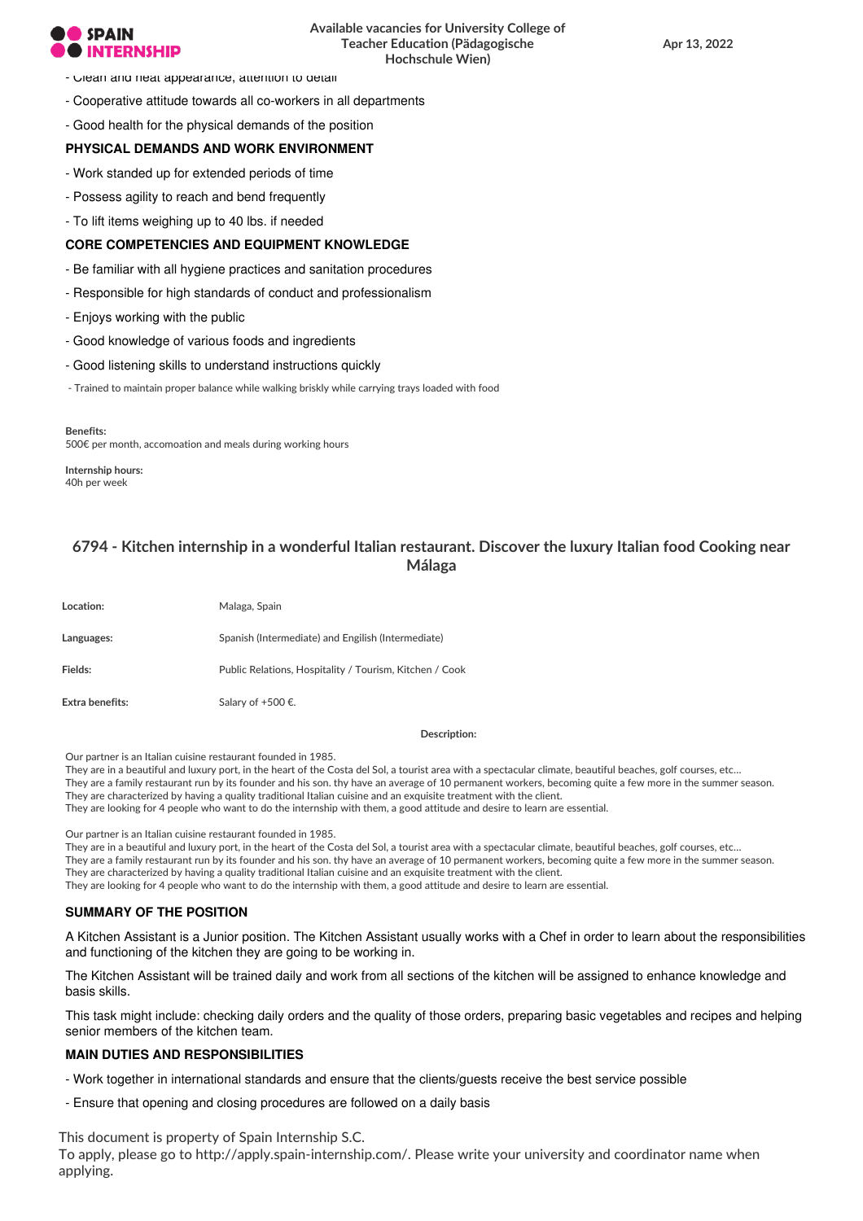- Clean and neat appearance, attention to detail

- Cooperative attitude towards all co-workers in all departments

- Good health for the physical demands of the position

**PHYSICAL DEMANDS AND WORK ENVIRONMENT**

- Work standed up for extended periods of time

- Possess agility to reach and bend frequently

- To lift items weighing up to 40 lbs. if needed

**CORE COMPETENCIES AND EQUIPMENT KNOWLEDGE**

- Be familiar with all hygiene practices and sanitation procedures

- Responsible for high standards of conduct and professionalism

- Enjoys working with the public

- Good knowledge of various foods and ingredients

- Good listening skills to understand instructions quickly

- Trained to maintain proper balance while walking briskly while carrying trays loaded with food

**Benefits:**
500€ per month, accomoation and meals during working hours

**Internship hours:**
40h per week

## 6794 - Kitchen internship in a wonderful Italian restaurant. Discover the luxury Italian food Cooking near Málaga

| | |
|---|---|
| **Location:** | Malaga, Spain |
| **Languages:** | Spanish (Intermediate) and Engilish (Intermediate) |
| **Fields:** | Public Relations, Hospitality / Tourism, Kitchen / Cook |
| **Extra benefits:** | Salary of +500 €. |

**Description:**

Our partner is an Italian cuisine restaurant founded in 1985.
They are in a beautiful and luxury port, in the heart of the Costa del Sol, a tourist area with a spectacular climate, beautiful beaches, golf courses, etc...
They are a family restaurant run by its founder and his son. thy have an average of 10 permanent workers, becoming quite a few more in the summer season.
They are characterized by having a quality traditional Italian cuisine and an exquisite treatment with the client.
They are looking for 4 people who want to do the internship with them, a good attitude and desire to learn are essential.

Our partner is an Italian cuisine restaurant founded in 1985.
They are in a beautiful and luxury port, in the heart of the Costa del Sol, a tourist area with a spectacular climate, beautiful beaches, golf courses, etc...
They are a family restaurant run by its founder and his son. thy have an average of 10 permanent workers, becoming quite a few more in the summer season.
They are characterized by having a quality traditional Italian cuisine and an exquisite treatment with the client.
They are looking for 4 people who want to do the internship with them, a good attitude and desire to learn are essential.

**SUMMARY OF THE POSITION**

A Kitchen Assistant is a Junior position. The Kitchen Assistant usually works with a Chef in order to learn about the responsibilities and functioning of the kitchen they are going to be working in.

The Kitchen Assistant will be trained daily and work from all sections of the kitchen will be assigned to enhance knowledge and basis skills.

This task might include: checking daily orders and the quality of those orders, preparing basic vegetables and recipes and helping senior members of the kitchen team.

**MAIN DUTIES AND RESPONSIBILITIES**

- Work together in international standards and ensure that the clients/guests receive the best service possible

- Ensure that opening and closing procedures are followed on a daily basis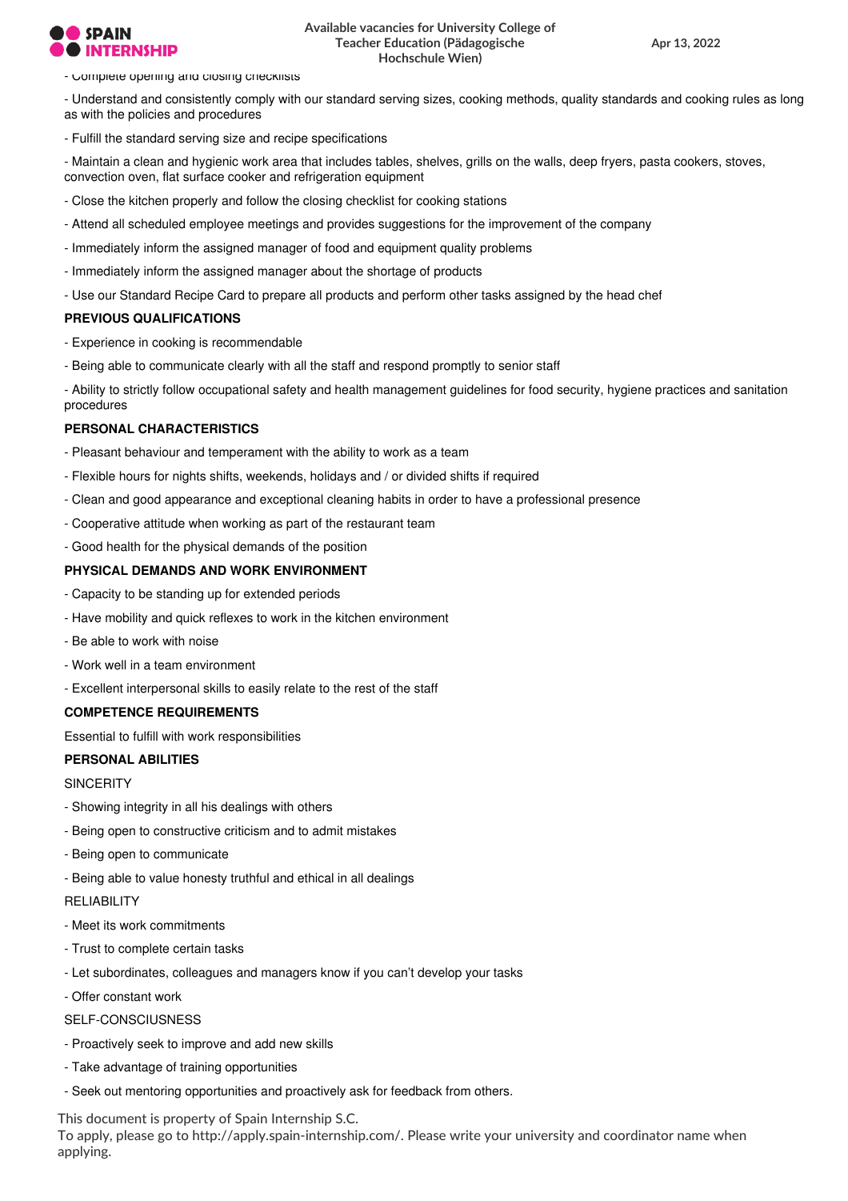- Complete opening and closing checklists

- Understand and consistently comply with our standard serving sizes, cooking methods, quality standards and cooking rules as long as with the policies and procedures

- Fulfill the standard serving size and recipe specifications

- Maintain a clean and hygienic work area that includes tables, shelves, grills on the walls, deep fryers, pasta cookers, stoves, convection oven, flat surface cooker and refrigeration equipment

- Close the kitchen properly and follow the closing checklist for cooking stations

- Attend all scheduled employee meetings and provides suggestions for the improvement of the company

- Immediately inform the assigned manager of food and equipment quality problems

- Immediately inform the assigned manager about the shortage of products

- Use our Standard Recipe Card to prepare all products and perform other tasks assigned by the head chef

**PREVIOUS QUALIFICATIONS**

- Experience in cooking is recommendable

- Being able to communicate clearly with all the staff and respond promptly to senior staff

- Ability to strictly follow occupational safety and health management guidelines for food security, hygiene practices and sanitation procedures

**PERSONAL CHARACTERISTICS**

- Pleasant behaviour and temperament with the ability to work as a team

- Flexible hours for nights shifts, weekends, holidays and / or divided shifts if required

- Clean and good appearance and exceptional cleaning habits in order to have a professional presence

- Cooperative attitude when working as part of the restaurant team

- Good health for the physical demands of the position

**PHYSICAL DEMANDS AND WORK ENVIRONMENT**

- Capacity to be standing up for extended periods

- Have mobility and quick reflexes to work in the kitchen environment

- Be able to work with noise

- Work well in a team environment

- Excellent interpersonal skills to easily relate to the rest of the staff

**COMPETENCE REQUIREMENTS**

Essential to fulfill with work responsibilities

**PERSONAL ABILITIES**

SINCERITY

- Showing integrity in all his dealings with others

- Being open to constructive criticism and to admit mistakes

- Being open to communicate

- Being able to value honesty truthful and ethical in all dealings

RELIABILITY

- Meet its work commitments

- Trust to complete certain tasks

- Let subordinates, colleagues and managers know if you can't develop your tasks

- Offer constant work

SELF-CONSCIUSNESS

- Proactively seek to improve and add new skills

- Take advantage of training opportunities

- Seek out mentoring opportunities and proactively ask for feedback from others.

This document is property of Spain Internship S.C.
To apply, please go to http://apply.spain-internship.com/. Please write your university and coordinator name when applying.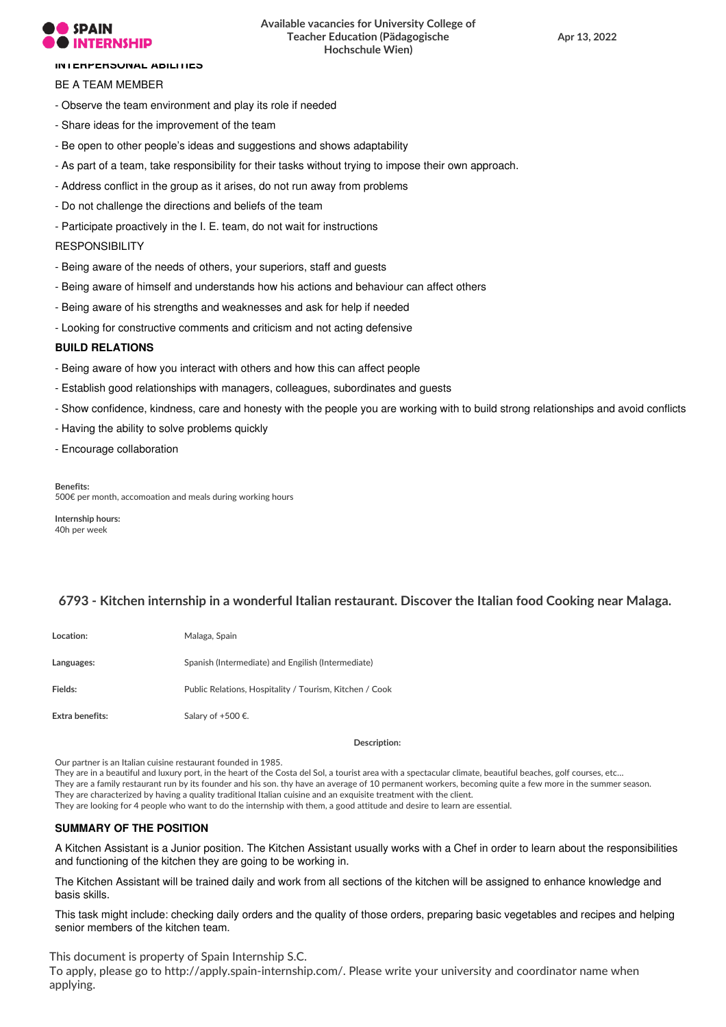**INTERPERSONAL ABILITIES**

BE A TEAM MEMBER

- Observe the team environment and play its role if needed
- Share ideas for the improvement of the team
- Be open to other people's ideas and suggestions and shows adaptability
- As part of a team, take responsibility for their tasks without trying to impose their own approach.
- Address conflict in the group as it arises, do not run away from problems
- Do not challenge the directions and beliefs of the team
- Participate proactively in the I. E. team, do not wait for instructions

RESPONSIBILITY

- Being aware of the needs of others, your superiors, staff and guests
- Being aware of himself and understands how his actions and behaviour can affect others
- Being aware of his strengths and weaknesses and ask for help if needed
- Looking for constructive comments and criticism and not acting defensive

**BUILD RELATIONS**

- Being aware of how you interact with others and how this can affect people
- Establish good relationships with managers, colleagues, subordinates and guests
- Show confidence, kindness, care and honesty with the people you are working with to build strong relationships and avoid conflicts
- Having the ability to solve problems quickly
- Encourage collaboration

**Benefits:**
500€ per month, accomoation and meals during working hours

**Internship hours:**
40h per week

## 6793 - Kitchen internship in a wonderful Italian restaurant. Discover the Italian food Cooking near Malaga.

| | |
|---|---|
| **Location:** | Malaga, Spain |
| **Languages:** | Spanish (Intermediate) and Engilish (Intermediate) |
| **Fields:** | Public Relations, Hospitality / Tourism, Kitchen / Cook |
| **Extra benefits:** | Salary of +500 €. |

**Description:**

Our partner is an Italian cuisine restaurant founded in 1985.
They are in a beautiful and luxury port, in the heart of the Costa del Sol, a tourist area with a spectacular climate, beautiful beaches, golf courses, etc...
They are a family restaurant run by its founder and his son. thy have an average of 10 permanent workers, becoming quite a few more in the summer season.
They are characterized by having a quality traditional Italian cuisine and an exquisite treatment with the client.
They are looking for 4 people who want to do the internship with them, a good attitude and desire to learn are essential.

**SUMMARY OF THE POSITION**

A Kitchen Assistant is a Junior position. The Kitchen Assistant usually works with a Chef in order to learn about the responsibilities and functioning of the kitchen they are going to be working in.

The Kitchen Assistant will be trained daily and work from all sections of the kitchen will be assigned to enhance knowledge and basis skills.

This task might include: checking daily orders and the quality of those orders, preparing basic vegetables and recipes and helping senior members of the kitchen team.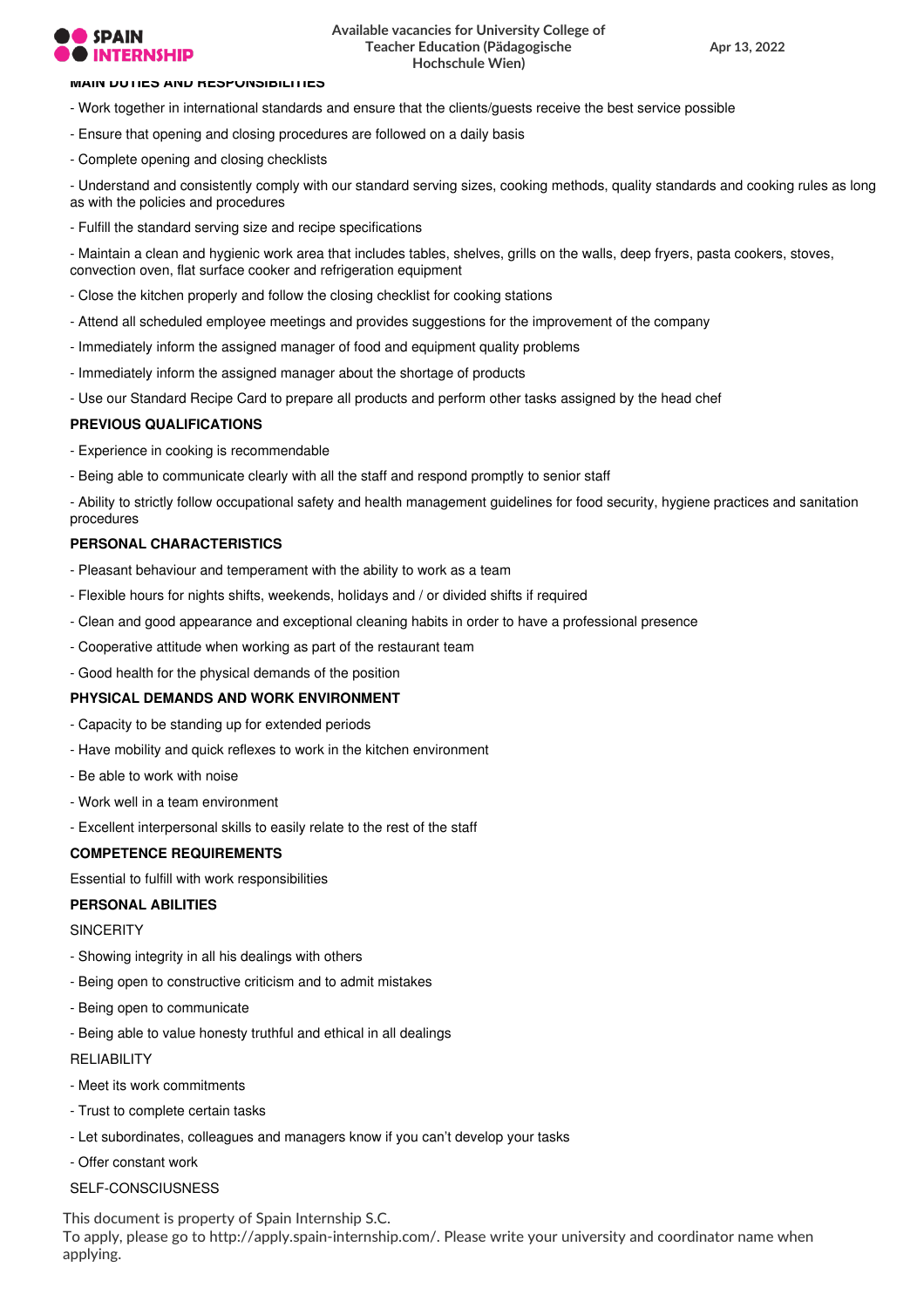**MAIN DUTIES AND RESPONSIBILITIES**

- Work together in international standards and ensure that the clients/guests receive the best service possible
- Ensure that opening and closing procedures are followed on a daily basis
- Complete opening and closing checklists
- Understand and consistently comply with our standard serving sizes, cooking methods, quality standards and cooking rules as long as with the policies and procedures
- Fulfill the standard serving size and recipe specifications
- Maintain a clean and hygienic work area that includes tables, shelves, grills on the walls, deep fryers, pasta cookers, stoves, convection oven, flat surface cooker and refrigeration equipment
- Close the kitchen properly and follow the closing checklist for cooking stations
- Attend all scheduled employee meetings and provides suggestions for the improvement of the company
- Immediately inform the assigned manager of food and equipment quality problems
- Immediately inform the assigned manager about the shortage of products
- Use our Standard Recipe Card to prepare all products and perform other tasks assigned by the head chef

**PREVIOUS QUALIFICATIONS**

- Experience in cooking is recommendable
- Being able to communicate clearly with all the staff and respond promptly to senior staff
- Ability to strictly follow occupational safety and health management guidelines for food security, hygiene practices and sanitation procedures

**PERSONAL CHARACTERISTICS**

- Pleasant behaviour and temperament with the ability to work as a team
- Flexible hours for nights shifts, weekends, holidays and / or divided shifts if required
- Clean and good appearance and exceptional cleaning habits in order to have a professional presence
- Cooperative attitude when working as part of the restaurant team
- Good health for the physical demands of the position

**PHYSICAL DEMANDS AND WORK ENVIRONMENT**

- Capacity to be standing up for extended periods
- Have mobility and quick reflexes to work in the kitchen environment
- Be able to work with noise
- Work well in a team environment
- Excellent interpersonal skills to easily relate to the rest of the staff

**COMPETENCE REQUIREMENTS**

Essential to fulfill with work responsibilities

**PERSONAL ABILITIES**

SINCERITY

- Showing integrity in all his dealings with others
- Being open to constructive criticism and to admit mistakes
- Being open to communicate
- Being able to value honesty truthful and ethical in all dealings

RELIABILITY

- Meet its work commitments
- Trust to complete certain tasks
- Let subordinates, colleagues and managers know if you can't develop your tasks
- Offer constant work

SELF-CONSCIUSNESS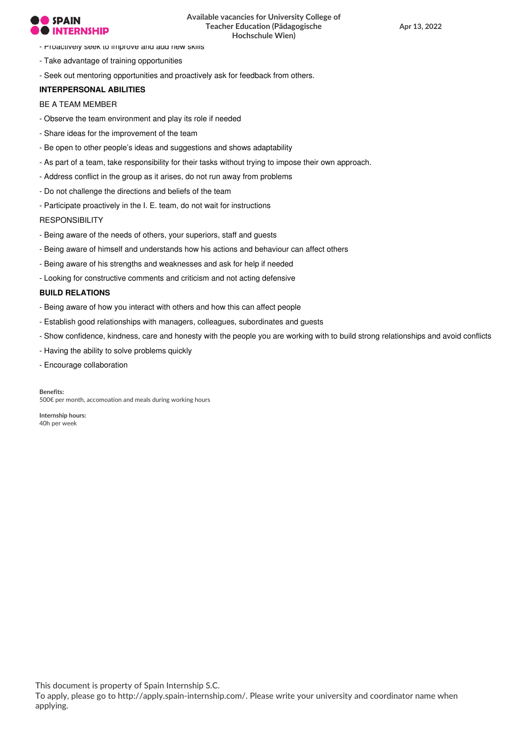- Proactively seek to improve and add new skills
- Take advantage of training opportunities
- Seek out mentoring opportunities and proactively ask for feedback from others.

**INTERPERSONAL ABILITIES**

BE A TEAM MEMBER

- Observe the team environment and play its role if needed
- Share ideas for the improvement of the team
- Be open to other people's ideas and suggestions and shows adaptability
- As part of a team, take responsibility for their tasks without trying to impose their own approach.
- Address conflict in the group as it arises, do not run away from problems
- Do not challenge the directions and beliefs of the team
- Participate proactively in the I. E. team, do not wait for instructions

RESPONSIBILITY

- Being aware of the needs of others, your superiors, staff and guests
- Being aware of himself and understands how his actions and behaviour can affect others
- Being aware of his strengths and weaknesses and ask for help if needed
- Looking for constructive comments and criticism and not acting defensive

**BUILD RELATIONS**

- Being aware of how you interact with others and how this can affect people
- Establish good relationships with managers, colleagues, subordinates and guests
- Show confidence, kindness, care and honesty with the people you are working with to build strong relationships and avoid conflicts
- Having the ability to solve problems quickly
- Encourage collaboration

**Benefits:**
500€ per month, accomoation and meals during working hours

**Internship hours:**
40h per week

This document is property of Spain Internship S.C.
To apply, please go to http://apply.spain-internship.com/. Please write your university and coordinator name when applying.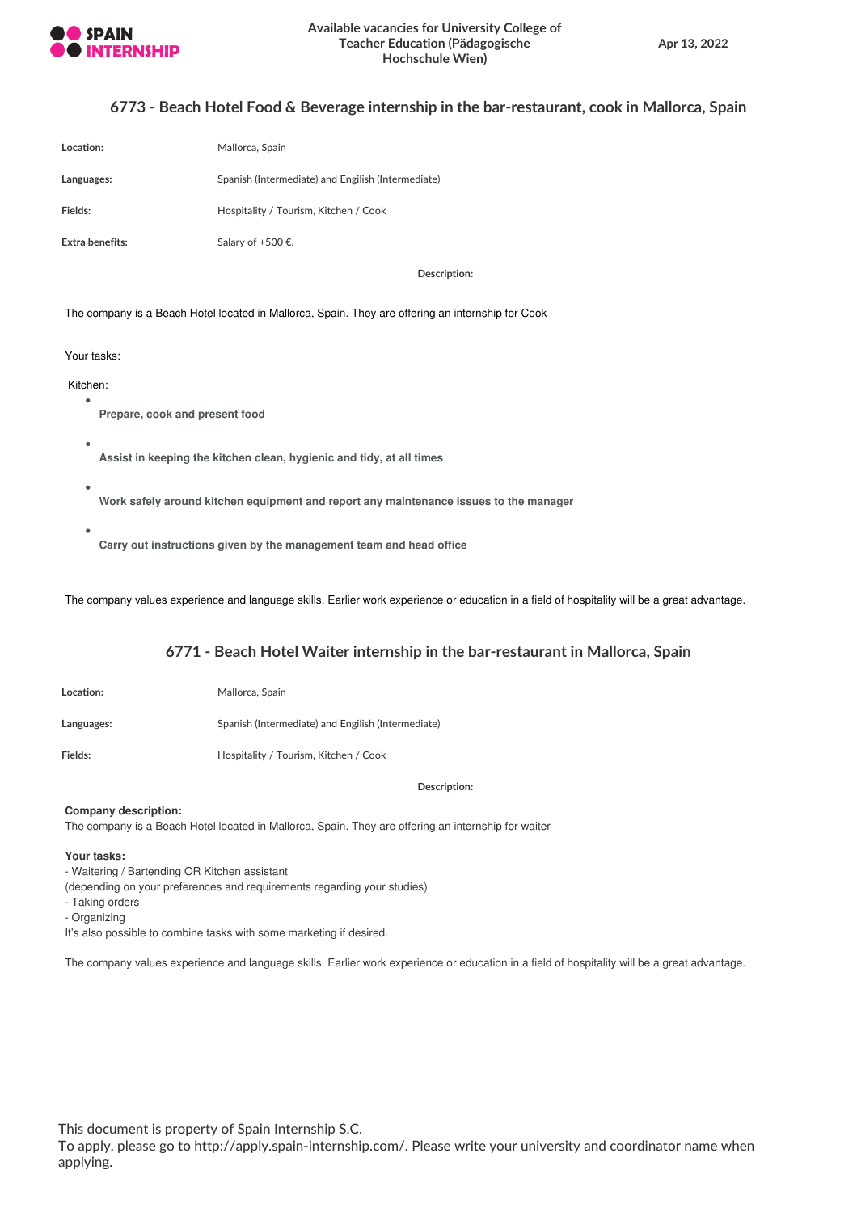## 6773 - Beach Hotel Food & Beverage internship in the bar-restaurant, cook in Mallorca, Spain

| | |
|---|---|
| **Location:** | Mallorca, Spain |
| **Languages:** | Spanish (Intermediate) and Engilish (Intermediate) |
| **Fields:** | Hospitality / Tourism, Kitchen / Cook |
| **Extra benefits:** | Salary of +500 €. |

**Description:**

The company is a Beach Hotel located in Mallorca, Spain. They are offering an internship for Cook

Your tasks:

Kitchen:

- **Prepare, cook and present food**
- **Assist in keeping the kitchen clean, hygienic and tidy, at all times**
- **Work safely around kitchen equipment and report any maintenance issues to the manager**
- **Carry out instructions given by the management team and head office**

The company values experience and language skills. Earlier work experience or education in a field of hospitality will be a great advantage.

## 6771 - Beach Hotel Waiter internship in the bar-restaurant in Mallorca, Spain

| | |
|---|---|
| **Location:** | Mallorca, Spain |
| **Languages:** | Spanish (Intermediate) and English (Intermediate) |
| **Fields:** | Hospitality / Tourism, Kitchen / Cook |

**Description:**

**Company description:**
The company is a Beach Hotel located in Mallorca, Spain. They are offering an internship for waiter

**Your tasks:**
- Waitering / Bartending OR Kitchen assistant
(depending on your preferences and requirements regarding your studies)
- Taking orders
- Organizing

It's also possible to combine tasks with some marketing if desired.

The company values experience and language skills. Earlier work experience or education in a field of hospitality will be a great advantage.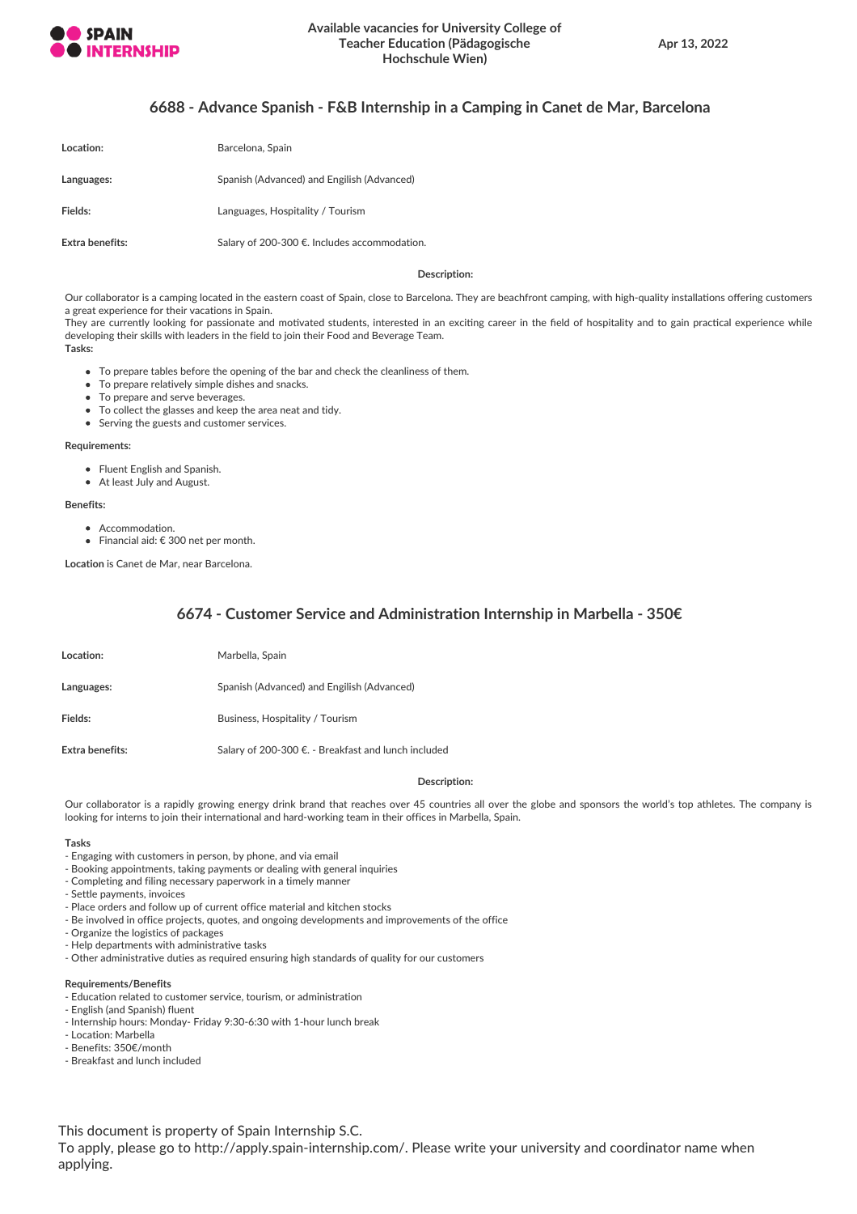## 6688 - Advance Spanish - F&B Internship in a Camping in Canet de Mar, Barcelona

| | |
|---|---|
| **Location:** | Barcelona, Spain |
| **Languages:** | Spanish (Advanced) and Engilish (Advanced) |
| **Fields:** | Languages, Hospitality / Tourism |
| **Extra benefits:** | Salary of 200-300 €. Includes accommodation. |

**Description:**

Our collaborator is a camping located in the eastern coast of Spain, close to Barcelona. They are beachfront camping, with high-quality installations offering customers a great experience for their vacations in Spain.
They are currently looking for passionate and motivated students, interested in an exciting career in the field of hospitality and to gain practical experience while developing their skills with leaders in the field to join their Food and Beverage Team.

**Tasks:**

- To prepare tables before the opening of the bar and check the cleanliness of them.
- To prepare relatively simple dishes and snacks.
- To prepare and serve beverages.
- To collect the glasses and keep the area neat and tidy.
- Serving the guests and customer services.

**Requirements:**

- Fluent English and Spanish.
- At least July and August.

**Benefits:**

- Accommodation.
- Financial aid: € 300 net per month.

**Location** is Canet de Mar, near Barcelona.

## 6674 - Customer Service and Administration Internship in Marbella - 350€

| | |
|---|---|
| **Location:** | Marbella, Spain |
| **Languages:** | Spanish (Advanced) and Engilish (Advanced) |
| **Fields:** | Business, Hospitality / Tourism |
| **Extra benefits:** | Salary of 200-300 €. - Breakfast and lunch included |

**Description:**

Our collaborator is a rapidly growing energy drink brand that reaches over 45 countries all over the globe and sponsors the world's top athletes. The company is looking for interns to join their international and hard-working team in their offices in Marbella, Spain.

**Tasks**

- Engaging with customers in person, by phone, and via email
- Booking appointments, taking payments or dealing with general inquiries
- Completing and filing necessary paperwork in a timely manner
- Settle payments, invoices
- Place orders and follow up of current office material and kitchen stocks
- Be involved in office projects, quotes, and ongoing developments and improvements of the office
- Organize the logistics of packages
- Help departments with administrative tasks
- Other administrative duties as required ensuring high standards of quality for our customers

**Requirements/Benefits**

- Education related to customer service, tourism, or administration
- English (and Spanish) fluent
- Internship hours: Monday- Friday 9:30-6:30 with 1-hour lunch break
- Location: Marbella
- Benefits: 350€/month
- Breakfast and lunch included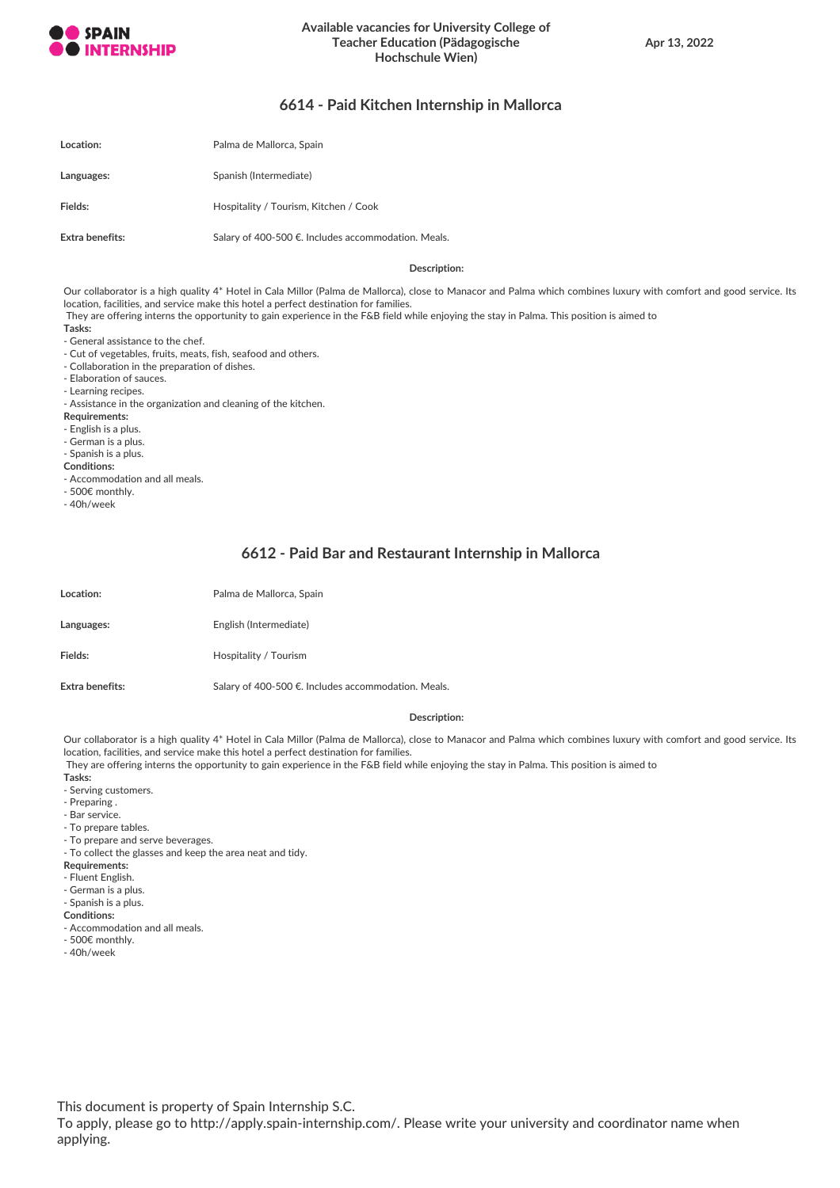## 6614 - Paid Kitchen Internship in Mallorca

| | |
|---|---|
| **Location:** | Palma de Mallorca, Spain |
| **Languages:** | Spanish (Intermediate) |
| **Fields:** | Hospitality / Tourism, Kitchen / Cook |
| **Extra benefits:** | Salary of 400-500 €. Includes accommodation. Meals. |

**Description:**

Our collaborator is a high quality 4* Hotel in Cala Millor (Palma de Mallorca), close to Manacor and Palma which combines luxury with comfort and good service. Its location, facilities, and service make this hotel a perfect destination for families.
They are offering interns the opportunity to gain experience in the F&B field while enjoying the stay in Palma. This position is aimed to

**Tasks:**
- General assistance to the chef.
- Cut of vegetables, fruits, meats, fish, seafood and others.
- Collaboration in the preparation of dishes.
- Elaboration of sauces.
- Learning recipes.
- Assistance in the organization and cleaning of the kitchen.

**Requirements:**
- English is a plus.
- German is a plus.
- Spanish is a plus.

**Conditions:**
- Accommodation and all meals.
- 500€ monthly.
- 40h/week

## 6612 - Paid Bar and Restaurant Internship in Mallorca

| | |
|---|---|
| **Location:** | Palma de Mallorca, Spain |
| **Languages:** | English (Intermediate) |
| **Fields:** | Hospitality / Tourism |
| **Extra benefits:** | Salary of 400-500 €. Includes accommodation. Meals. |

**Description:**

Our collaborator is a high quality 4* Hotel in Cala Millor (Palma de Mallorca), close to Manacor and Palma which combines luxury with comfort and good service. Its location, facilities, and service make this hotel a perfect destination for families.
They are offering interns the opportunity to gain experience in the F&B field while enjoying the stay in Palma. This position is aimed to

**Tasks:**
- Serving customers.
- Preparing .
- Bar service.
- To prepare tables.
- To prepare and serve beverages.
- To collect the glasses and keep the area neat and tidy.

**Requirements:**
- Fluent English.
- German is a plus.
- Spanish is a plus.

**Conditions:**
- Accommodation and all meals.
- 500€ monthly.
- 40h/week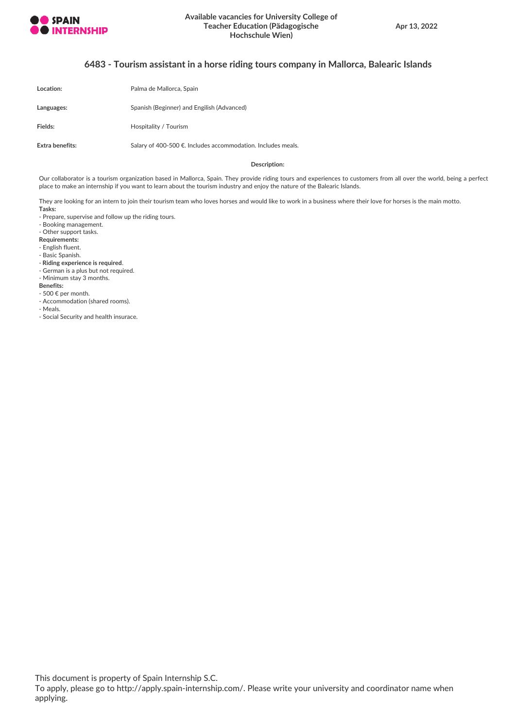## 6483 - Tourism assistant in a horse riding tours company in Mallorca, Balearic Islands

| | |
|---|---|
| **Location:** | Palma de Mallorca, Spain |
| **Languages:** | Spanish (Beginner) and Engilish (Advanced) |
| **Fields:** | Hospitality / Tourism |
| **Extra benefits:** | Salary of 400-500 €. Includes accommodation. Includes meals. |

**Description:**

Our collaborator is a tourism organization based in Mallorca, Spain. They provide riding tours and experiences to customers from all over the world, being a perfect place to make an internship if you want to learn about the tourism industry and enjoy the nature of the Balearic Islands.

They are looking for an intern to join their tourism team who loves horses and would like to work in a business where their love for horses is the main motto.

**Tasks:**

- Prepare, supervise and follow up the riding tours.
- Booking management.
- Other support tasks.

**Requirements:**

- English fluent.
- Basic Spanish.
- **Riding experience is required**.
- German is a plus but not required.
- Minimum stay 3 months.

**Benefits:**

- 500 € per month.
- Accommodation (shared rooms).
- Meals.
- Social Security and health insurace.

This document is property of Spain Internship S.C.
To apply, please go to http://apply.spain-internship.com/. Please write your university and coordinator name when applying.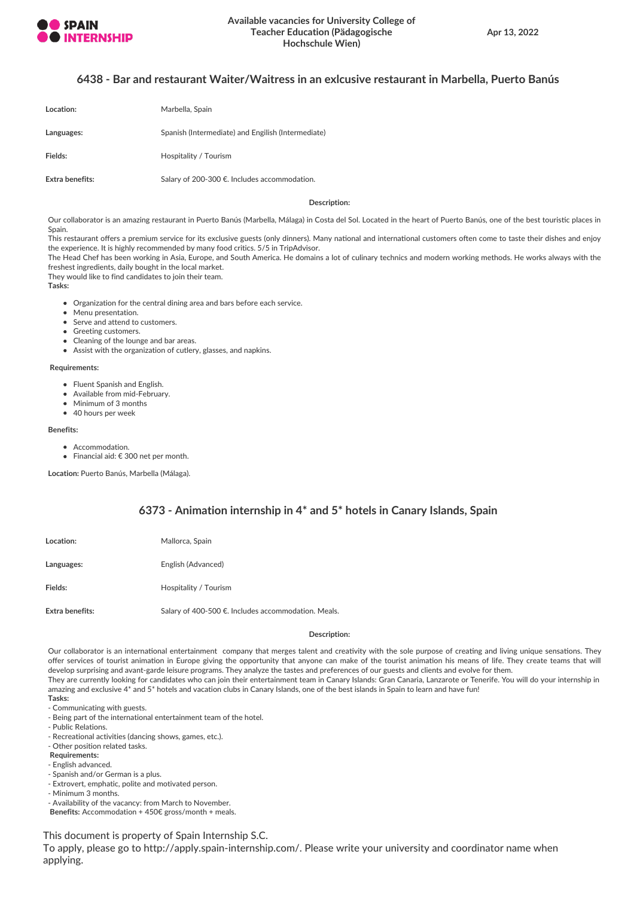## 6438 - Bar and restaurant Waiter/Waitress in an exlcusive restaurant in Marbella, Puerto Banús

| | |
|---|---|
| **Location:** | Marbella, Spain |
| **Languages:** | Spanish (Intermediate) and Engilish (Intermediate) |
| **Fields:** | Hospitality / Tourism |
| **Extra benefits:** | Salary of 200-300 €. Includes accommodation. |

**Description:**

Our collaborator is an amazing restaurant in Puerto Banús (Marbella, Málaga) in Costa del Sol. Located in the heart of Puerto Banús, one of the best touristic places in Spain.
This restaurant offers a premium service for its exclusive guests (only dinners). Many national and international customers often come to taste their dishes and enjoy the experience. It is highly recommended by many food critics. 5/5 in TripAdvisor.
The Head Chef has been working in Asia, Europe, and South America. He domains a lot of culinary technics and modern working methods. He works always with the freshest ingredients, daily bought in the local market.
They would like to find candidates to join their team.

**Tasks:**

- Organization for the central dining area and bars before each service.
- Menu presentation.
- Serve and attend to customers.
- Greeting customers.
- Cleaning of the lounge and bar areas.
- Assist with the organization of cutlery, glasses, and napkins.

**Requirements:**

- Fluent Spanish and English.
- Available from mid-February.
- Minimum of 3 months
- 40 hours per week

**Benefits:**

- Accommodation.
- Financial aid: € 300 net per month.

**Location:** Puerto Banús, Marbella (Málaga).

## 6373 - Animation internship in 4* and 5* hotels in Canary Islands, Spain

| | |
|---|---|
| **Location:** | Mallorca, Spain |
| **Languages:** | English (Advanced) |
| **Fields:** | Hospitality / Tourism |
| **Extra benefits:** | Salary of 400-500 €. Includes accommodation. Meals. |

**Description:**

Our collaborator is an international entertainment company that merges talent and creativity with the sole purpose of creating and living unique sensations. They offer services of tourist animation in Europe giving the opportunity that anyone can make of the tourist animation his means of life. They create teams that will develop surprising and avant-garde leisure programs. They analyze the tastes and preferences of our guests and clients and evolve for them.
They are currently looking for candidates who can join their entertainment team in Canary Islands: Gran Canaria, Lanzarote or Tenerife. You will do your internship in amazing and exclusive 4* and 5* hotels and vacation clubs in Canary Islands, one of the best islands in Spain to learn and have fun!

**Tasks:**

- Communicating with guests.
- Being part of the international entertainment team of the hotel.
- Public Relations.
- Recreational activities (dancing shows, games, etc.).
- Other position related tasks.

**Requirements:**

- English advanced.
- Spanish and/or German is a plus.
- Extrovert, emphatic, polite and motivated person.
- Minimum 3 months.
- Availability of the vacancy: from March to November.

**Benefits:** Accommodation + 450€ gross/month + meals.

This document is property of Spain Internship S.C.
To apply, please go to http://apply.spain-internship.com/. Please write your university and coordinator name when applying.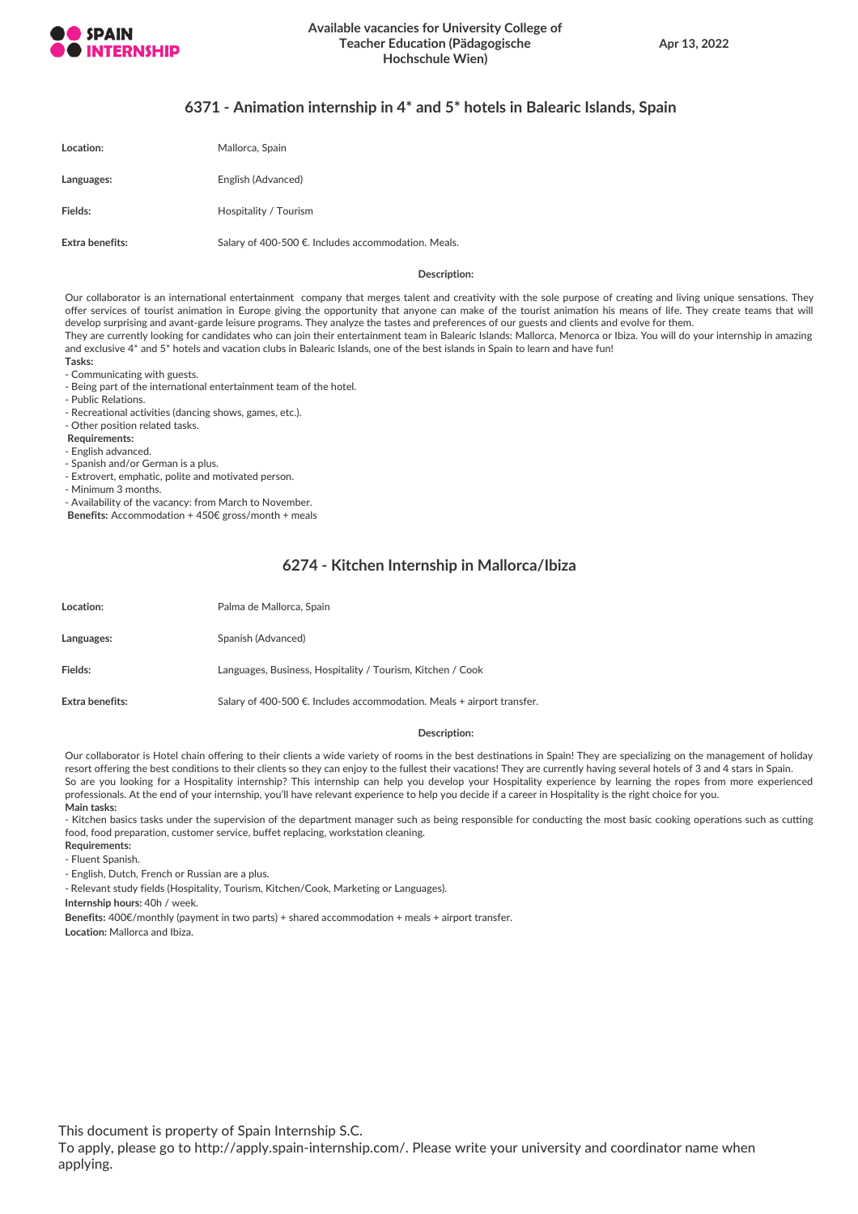## 6371 - Animation internship in 4* and 5* hotels in Balearic Islands, Spain

| | |
|---|---|
| **Location:** | Mallorca, Spain |
| **Languages:** | English (Advanced) |
| **Fields:** | Hospitality / Tourism |
| **Extra benefits:** | Salary of 400-500 €. Includes accommodation. Meals. |

**Description:**

Our collaborator is an international entertainment company that merges talent and creativity with the sole purpose of creating and living unique sensations. They offer services of tourist animation in Europe giving the opportunity that anyone can make of the tourist animation his means of life. They create teams that will develop surprising and avant-garde leisure programs. They analyze the tastes and preferences of our guests and clients and evolve for them.
They are currently looking for candidates who can join their entertainment team in Balearic Islands: Mallorca, Menorca or Ibiza. You will do your internship in amazing and exclusive 4* and 5* hotels and vacation clubs in Balearic Islands, one of the best islands in Spain to learn and have fun!

**Tasks:**

- Communicating with guests.
- Being part of the international entertainment team of the hotel.
- Public Relations.
- Recreational activities (dancing shows, games, etc.).
- Other position related tasks.

**Requirements:**

- English advanced.
- Spanish and/or German is a plus.
- Extrovert, emphatic, polite and motivated person.
- Minimum 3 months.
- Availability of the vacancy: from March to November.

**Benefits:** Accommodation + 450€ gross/month + meals

## 6274 - Kitchen Internship in Mallorca/Ibiza

| | |
|---|---|
| **Location:** | Palma de Mallorca, Spain |
| **Languages:** | Spanish (Advanced) |
| **Fields:** | Languages, Business, Hospitality / Tourism, Kitchen / Cook |
| **Extra benefits:** | Salary of 400-500 €. Includes accommodation. Meals + airport transfer. |

**Description:**

Our collaborator is Hotel chain offering to their clients a wide variety of rooms in the best destinations in Spain! They are specializing on the management of holiday resort offering the best conditions to their clients so they can enjoy to the fullest their vacations! They are currently having several hotels of 3 and 4 stars in Spain.
So are you looking for a Hospitality internship? This internship can help you develop your Hospitality experience by learning the ropes from more experienced professionals. At the end of your internship, you'll have relevant experience to help you decide if a career in Hospitality is the right choice for you.

**Main tasks:**

- Kitchen basics tasks under the supervision of the department manager such as being responsible for conducting the most basic cooking operations such as cutting food, food preparation, customer service, buffet replacing, workstation cleaning.

**Requirements:**

- Fluent Spanish.
- English, Dutch, French or Russian are a plus.
- Relevant study fields (Hospitality, Tourism, Kitchen/Cook, Marketing or Languages).

**Internship hours:** 40h / week.

**Benefits:** 400€/monthly (payment in two parts) + shared accommodation + meals + airport transfer.

**Location:** Mallorca and Ibiza.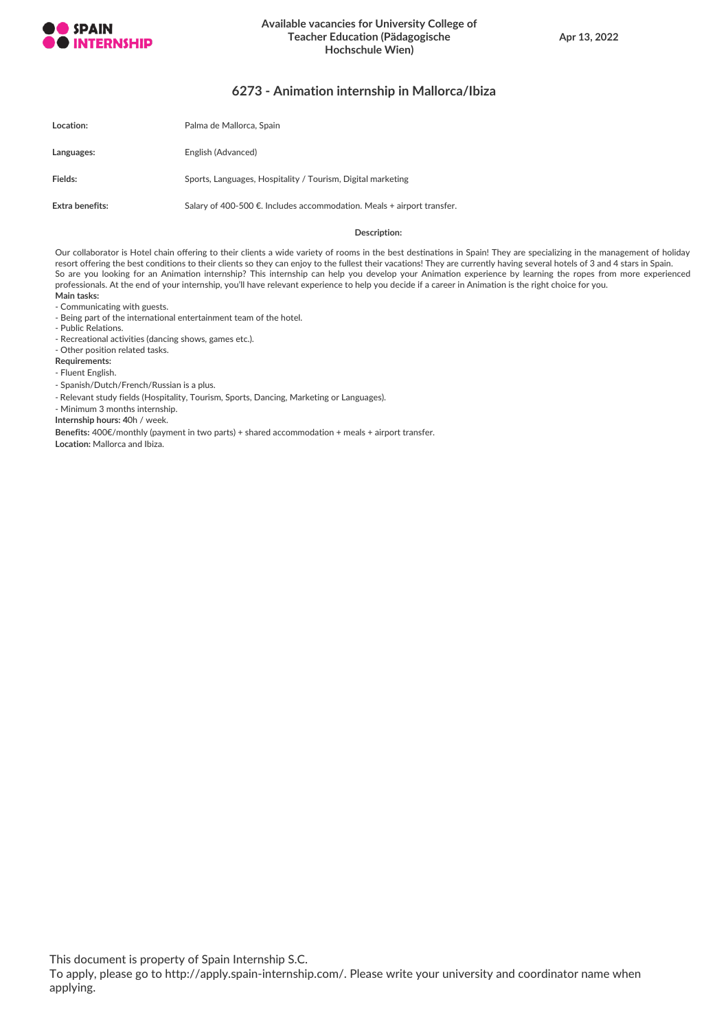## 6273 - Animation internship in Mallorca/Ibiza

| | |
|---|---|
| **Location:** | Palma de Mallorca, Spain |
| **Languages:** | English (Advanced) |
| **Fields:** | Sports, Languages, Hospitality / Tourism, Digital marketing |
| **Extra benefits:** | Salary of 400-500 €. Includes accommodation. Meals + airport transfer. |

**Description:**

Our collaborator is Hotel chain offering to their clients a wide variety of rooms in the best destinations in Spain! They are specializing in the management of holiday resort offering the best conditions to their clients so they can enjoy to the fullest their vacations! They are currently having several hotels of 3 and 4 stars in Spain.
So are you looking for an Animation internship? This internship can help you develop your Animation experience by learning the ropes from more experienced professionals. At the end of your internship, you'll have relevant experience to help you decide if a career in Animation is the right choice for you.

**Main tasks:**

- Communicating with guests.
- Being part of the international entertainment team of the hotel.
- Public Relations.
- Recreational activities (dancing shows, games etc.).
- Other position related tasks.

**Requirements:**

- Fluent English.
- Spanish/Dutch/French/Russian is a plus.
- Relevant study fields (Hospitality, Tourism, Sports, Dancing, Marketing or Languages).
- Minimum 3 months internship.

**Internship hours:** 40h / week.

**Benefits:** 400€/monthly (payment in two parts) + shared accommodation + meals + airport transfer.

**Location:** Mallorca and Ibiza.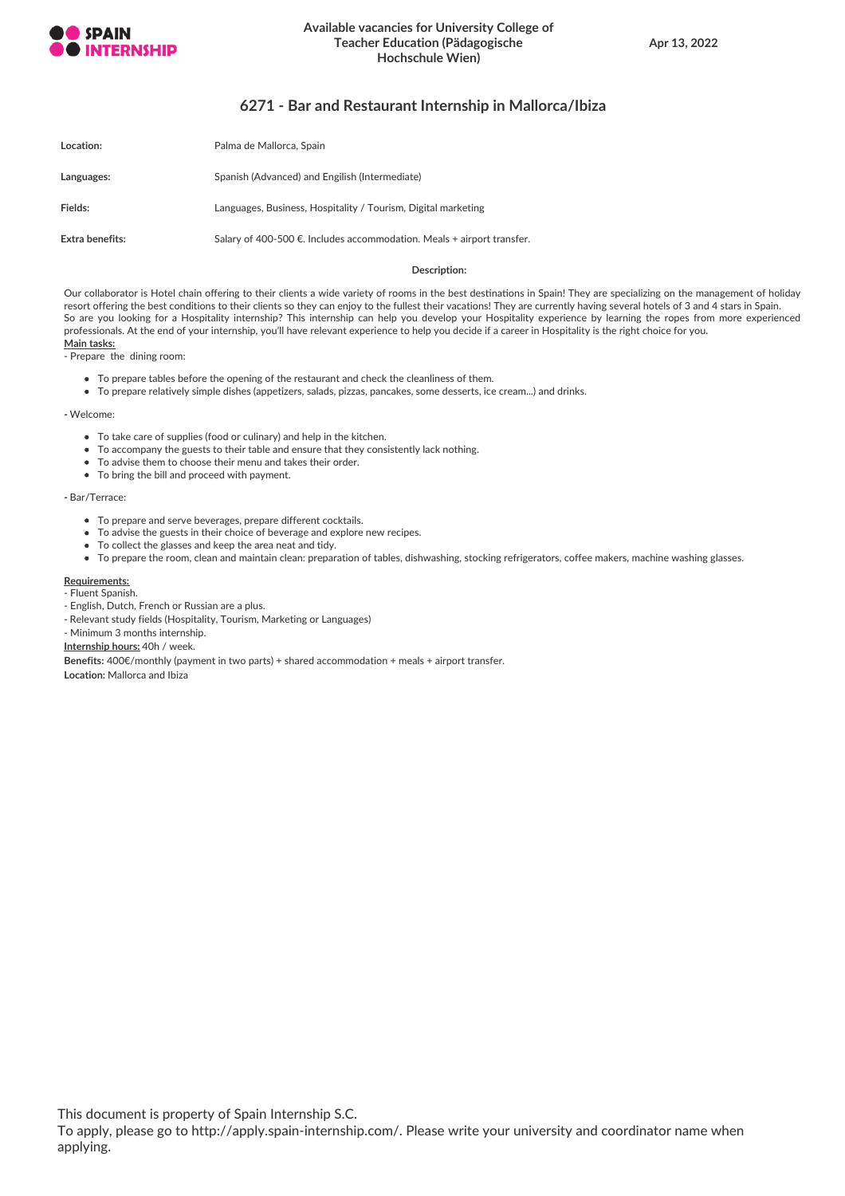# 6271 - Bar and Restaurant Internship in Mallorca/Ibiza

| | |
|---|---|
| **Location:** | Palma de Mallorca, Spain |
| **Languages:** | Spanish (Advanced) and Engilish (Intermediate) |
| **Fields:** | Languages, Business, Hospitality / Tourism, Digital marketing |
| **Extra benefits:** | Salary of 400-500 €. Includes accommodation. Meals + airport transfer. |

**Description:**

Our collaborator is Hotel chain offering to their clients a wide variety of rooms in the best destinations in Spain! They are specializing on the management of holiday resort offering the best conditions to their clients so they can enjoy to the fullest their vacations! They are currently having several hotels of 3 and 4 stars in Spain. So are you looking for a Hospitality internship? This internship can help you develop your Hospitality experience by learning the ropes from more experienced professionals. At the end of your internship, you'll have relevant experience to help you decide if a career in Hospitality is the right choice for you.

**Main tasks:**

- Prepare the dining room:

- To prepare tables before the opening of the restaurant and check the cleanliness of them.
- To prepare relatively simple dishes (appetizers, salads, pizzas, pancakes, some desserts, ice cream...) and drinks.

- Welcome:

- To take care of supplies (food or culinary) and help in the kitchen.
- To accompany the guests to their table and ensure that they consistently lack nothing.
- To advise them to choose their menu and takes their order.
- To bring the bill and proceed with payment.

- Bar/Terrace:

- To prepare and serve beverages, prepare different cocktails.
- To advise the guests in their choice of beverage and explore new recipes.
- To collect the glasses and keep the area neat and tidy.
- To prepare the room, clean and maintain clean: preparation of tables, dishwashing, stocking refrigerators, coffee makers, machine washing glasses.

**Requirements:**

- Fluent Spanish.
- English, Dutch, French or Russian are a plus.
- Relevant study fields (Hospitality, Tourism, Marketing or Languages)
- Minimum 3 months internship.

**Internship hours:** 40h / week.

**Benefits:** 400€/monthly (payment in two parts) + shared accommodation + meals + airport transfer.

**Location:** Mallorca and Ibiza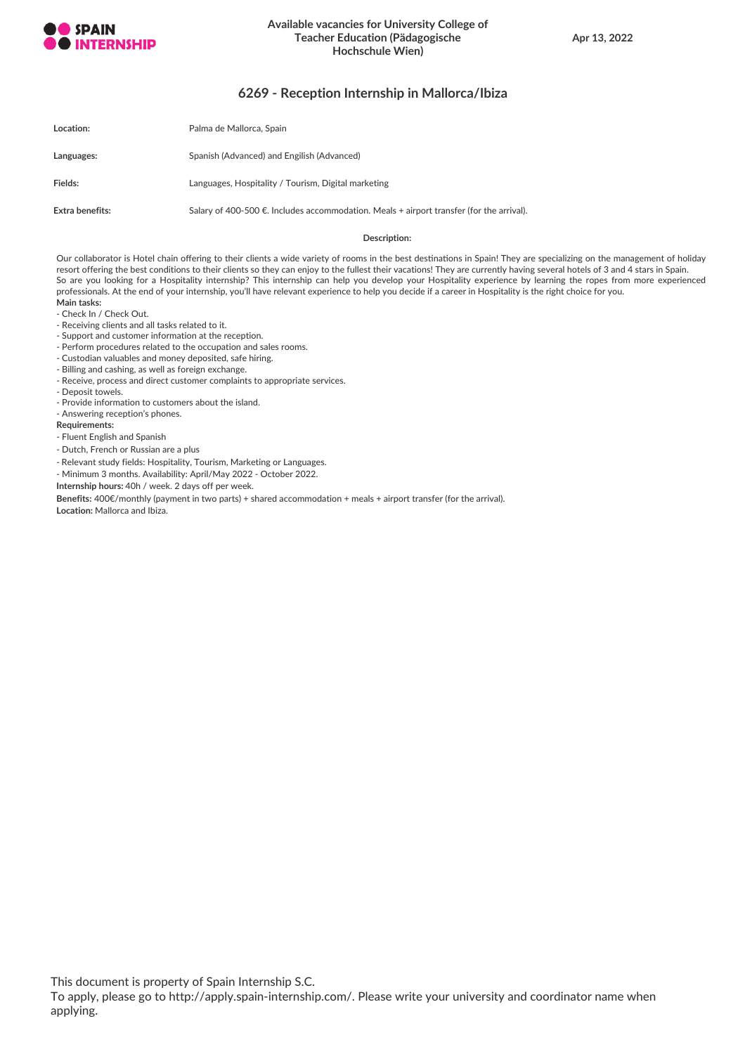## 6269 - Reception Internship in Mallorca/Ibiza

| | |
|---|---|
| **Location:** | Palma de Mallorca, Spain |
| **Languages:** | Spanish (Advanced) and Engilish (Advanced) |
| **Fields:** | Languages, Hospitality / Tourism, Digital marketing |
| **Extra benefits:** | Salary of 400-500 €. Includes accommodation. Meals + airport transfer (for the arrival). |

**Description:**

Our collaborator is Hotel chain offering to their clients a wide variety of rooms in the best destinations in Spain! They are specializing on the management of holiday resort offering the best conditions to their clients so they can enjoy to the fullest their vacations! They are currently having several hotels of 3 and 4 stars in Spain.
So are you looking for a Hospitality internship? This internship can help you develop your Hospitality experience by learning the ropes from more experienced professionals. At the end of your internship, you'll have relevant experience to help you decide if a career in Hospitality is the right choice for you.

**Main tasks:**

- Check In / Check Out.
- Receiving clients and all tasks related to it.
- Support and customer information at the reception.
- Perform procedures related to the occupation and sales rooms.
- Custodian valuables and money deposited, safe hiring.
- Billing and cashing, as well as foreign exchange.
- Receive, process and direct customer complaints to appropriate services.
- Deposit towels.
- Provide information to customers about the island.
- Answering reception's phones.

**Requirements:**

- Fluent English and Spanish
- Dutch, French or Russian are a plus
- Relevant study fields: Hospitality, Tourism, Marketing or Languages.
- Minimum 3 months. Availability: April/May 2022 - October 2022.

**Internship hours:** 40h / week. 2 days off per week.

**Benefits:** 400€/monthly (payment in two parts) + shared accommodation + meals + airport transfer (for the arrival).

**Location:** Mallorca and Ibiza.

This document is property of Spain Internship S.C.
To apply, please go to http://apply.spain-internship.com/. Please write your university and coordinator name when applying.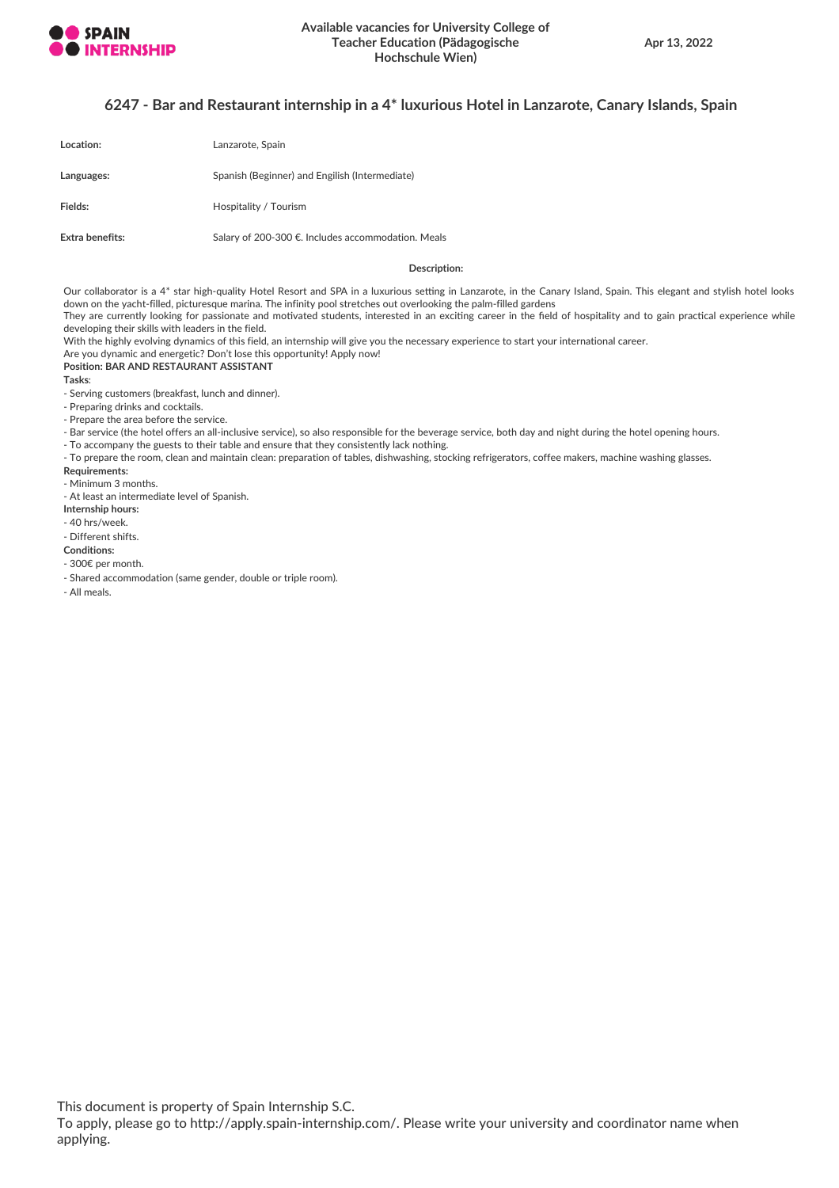## 6247 - Bar and Restaurant internship in a 4* luxurious Hotel in Lanzarote, Canary Islands, Spain

| | |
|---|---|
| **Location:** | Lanzarote, Spain |
| **Languages:** | Spanish (Beginner) and Engilish (Intermediate) |
| **Fields:** | Hospitality / Tourism |
| **Extra benefits:** | Salary of 200-300 €. Includes accommodation. Meals |

**Description:**

Our collaborator is a 4* star high-quality Hotel Resort and SPA in a luxurious setting in Lanzarote, in the Canary Island, Spain. This elegant and stylish hotel looks down on the yacht-filled, picturesque marina. The infinity pool stretches out overlooking the palm-filled gardens

They are currently looking for passionate and motivated students, interested in an exciting career in the field of hospitality and to gain practical experience while developing their skills with leaders in the field.

With the highly evolving dynamics of this field, an internship will give you the necessary experience to start your international career.

Are you dynamic and energetic? Don't lose this opportunity! Apply now!

**Position: BAR AND RESTAURANT ASSISTANT**

**Tasks**:

- Serving customers (breakfast, lunch and dinner).
- Preparing drinks and cocktails.
- Prepare the area before the service.
- Bar service (the hotel offers an all-inclusive service), so also responsible for the beverage service, both day and night during the hotel opening hours.
- To accompany the guests to their table and ensure that they consistently lack nothing.
- To prepare the room, clean and maintain clean: preparation of tables, dishwashing, stocking refrigerators, coffee makers, machine washing glasses.

**Requirements:**

- Minimum 3 months.
- At least an intermediate level of Spanish.

**Internship hours:**

- 40 hrs/week.
- Different shifts.

**Conditions:**

- 300€ per month.
- Shared accommodation (same gender, double or triple room).
- All meals.

This document is property of Spain Internship S.C.
To apply, please go to http://apply.spain-internship.com/. Please write your university and coordinator name when applying.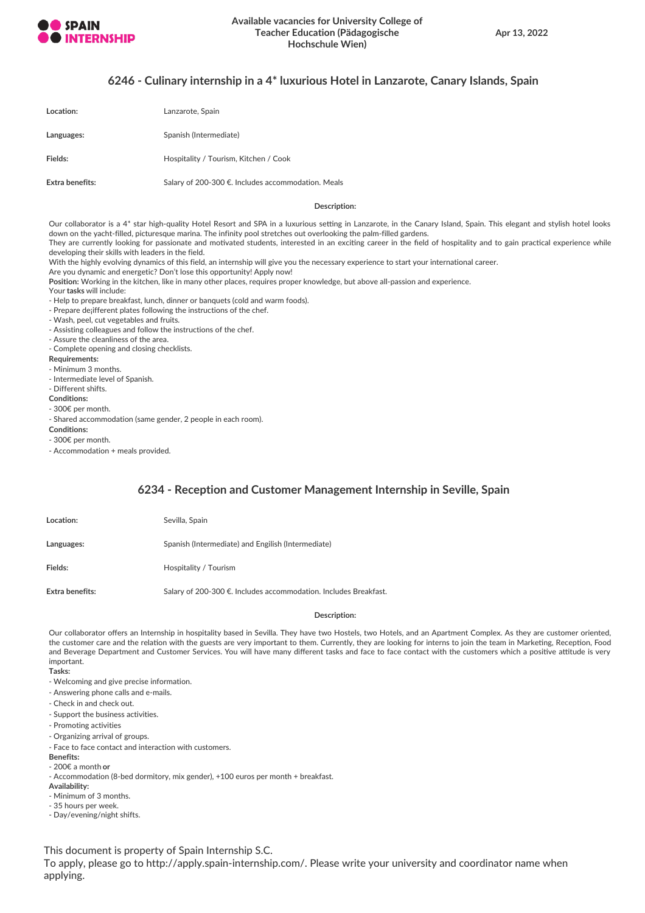## 6246 - Culinary internship in a 4* luxurious Hotel in Lanzarote, Canary Islands, Spain

| | |
|---|---|
| **Location:** | Lanzarote, Spain |
| **Languages:** | Spanish (Intermediate) |
| **Fields:** | Hospitality / Tourism, Kitchen / Cook |
| **Extra benefits:** | Salary of 200-300 €. Includes accommodation. Meals |

**Description:**

Our collaborator is a 4* star high-quality Hotel Resort and SPA in a luxurious setting in Lanzarote, in the Canary Island, Spain. This elegant and stylish hotel looks down on the yacht-filled, picturesque marina. The infinity pool stretches out overlooking the palm-filled gardens.
They are currently looking for passionate and motivated students, interested in an exciting career in the field of hospitality and to gain practical experience while developing their skills with leaders in the field.
With the highly evolving dynamics of this field, an internship will give you the necessary experience to start your international career.
Are you dynamic and energetic? Don't lose this opportunity! Apply now!
**Position:** Working in the kitchen, like in many other places, requires proper knowledge, but above all-passion and experience.
Your **tasks** will include:
- Help to prepare breakfast, lunch, dinner or banquets (cold and warm foods).
- Prepare de¡ifferent plates following the instructions of the chef.
- Wash, peel, cut vegetables and fruits.
- Assisting colleagues and follow the instructions of the chef.
- Assure the cleanliness of the area.
- Complete opening and closing checklists.

**Requirements:**
- Minimum 3 months.
- Intermediate level of Spanish.
- Different shifts.

**Conditions:**
- 300€ per month.
- Shared accommodation (same gender, 2 people in each room).

**Conditions:**
- 300€ per month.
- Accommodation + meals provided.

## 6234 - Reception and Customer Management Internship in Seville, Spain

| | |
|---|---|
| **Location:** | Sevilla, Spain |
| **Languages:** | Spanish (Intermediate) and Engilish (Intermediate) |
| **Fields:** | Hospitality / Tourism |
| **Extra benefits:** | Salary of 200-300 €. Includes accommodation. Includes Breakfast. |

**Description:**

Our collaborator offers an Internship in hospitality based in Sevilla. They have two Hostels, two Hotels, and an Apartment Complex. As they are customer oriented, the customer care and the relation with the guests are very important to them. Currently, they are looking for interns to join the team in Marketing, Reception, Food and Beverage Department and Customer Services. You will have many different tasks and face to face contact with the customers which a positive attitude is very important.

**Tasks:**
- Welcoming and give precise information.
- Answering phone calls and e-mails.
- Check in and check out.
- Support the business activities.
- Promoting activities
- Organizing arrival of groups.
- Face to face contact and interaction with customers.

**Benefits:**
- 200€ a month **or**
- Accommodation (8-bed dormitory, mix gender), +100 euros per month + breakfast.

**Availability:**
- Minimum of 3 months.
- 35 hours per week.
- Day/evening/night shifts.

This document is property of Spain Internship S.C.
To apply, please go to http://apply.spain-internship.com/. Please write your university and coordinator name when applying.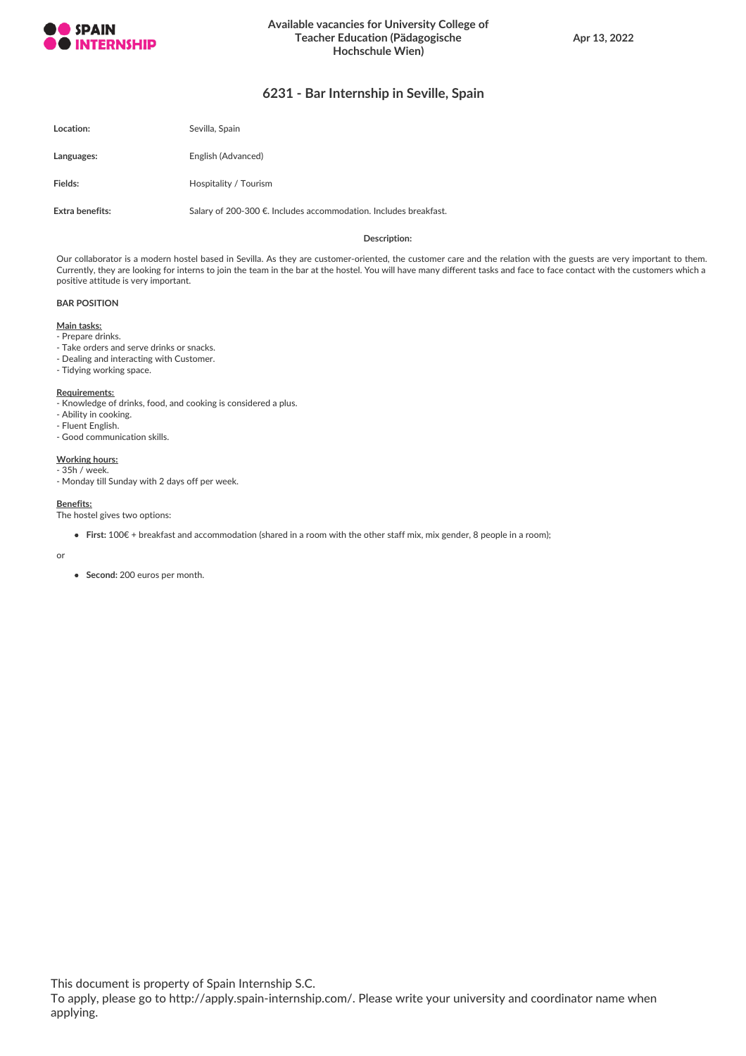# 6231 - Bar Internship in Seville, Spain

| | |
|---|---|
| **Location:** | Sevilla, Spain |
| **Languages:** | English (Advanced) |
| **Fields:** | Hospitality / Tourism |
| **Extra benefits:** | Salary of 200-300 €. Includes accommodation. Includes breakfast. |

**Description:**

Our collaborator is a modern hostel based in Sevilla. As they are customer-oriented, the customer care and the relation with the guests are very important to them. Currently, they are looking for interns to join the team in the bar at the hostel. You will have many different tasks and face to face contact with the customers which a positive attitude is very important.

**BAR POSITION**

**Main tasks:**
- Prepare drinks.
- Take orders and serve drinks or snacks.
- Dealing and interacting with Customer.
- Tidying working space.

**Requirements:**
- Knowledge of drinks, food, and cooking is considered a plus.
- Ability in cooking.
- Fluent English.
- Good communication skills.

**Working hours:**
- 35h / week.
- Monday till Sunday with 2 days off per week.

**Benefits:**
The hostel gives two options:

- **First:** 100€ + breakfast and accommodation (shared in a room with the other staff mix, mix gender, 8 people in a room);

or

- **Second:** 200 euros per month.

This document is property of Spain Internship S.C.
To apply, please go to http://apply.spain-internship.com/. Please write your university and coordinator name when applying.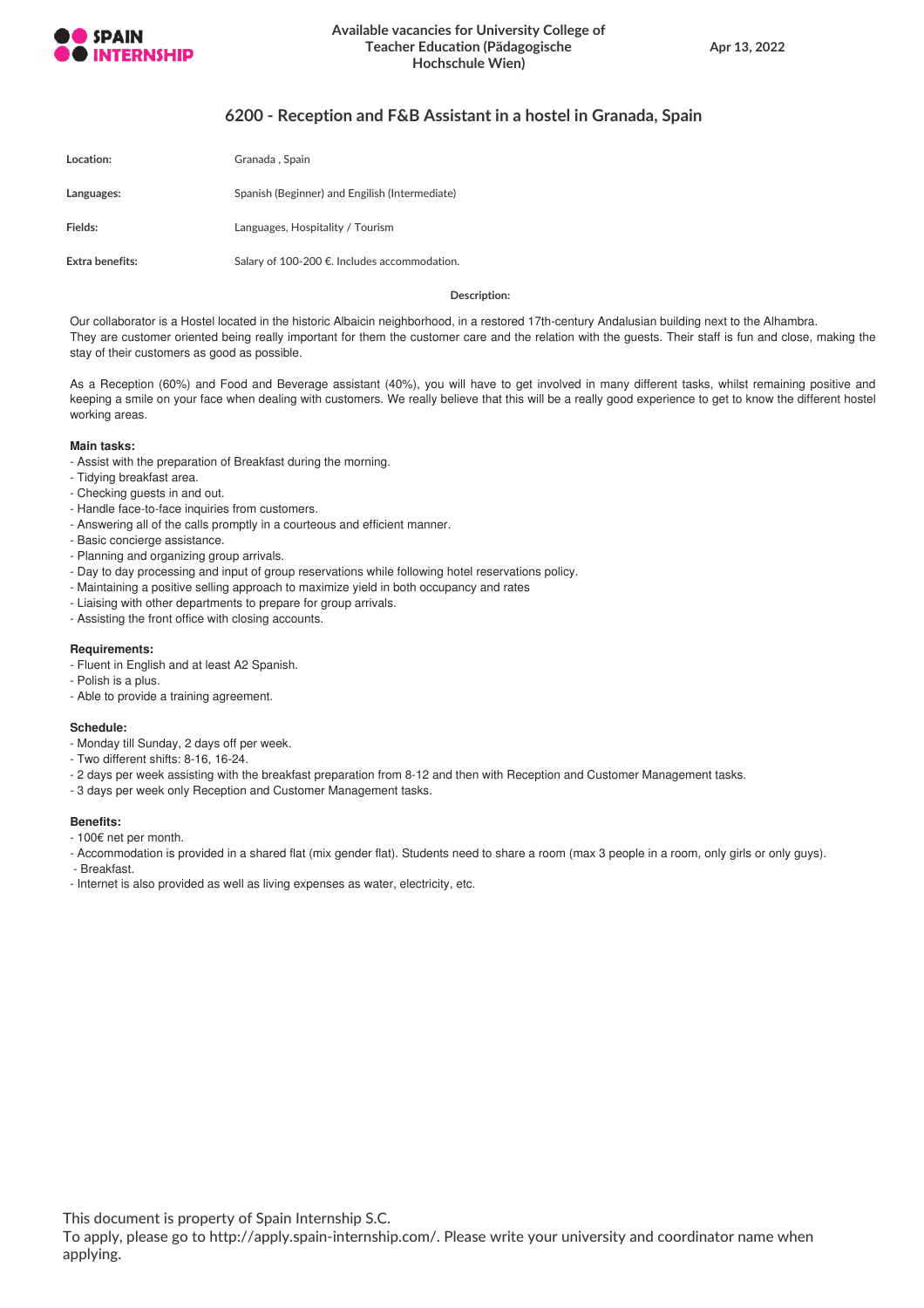## 6200 - Reception and F&B Assistant in a hostel in Granada, Spain

| | |
|---|---|
| **Location:** | Granada , Spain |
| **Languages:** | Spanish (Beginner) and Engilish (Intermediate) |
| **Fields:** | Languages, Hospitality / Tourism |
| **Extra benefits:** | Salary of 100-200 €. Includes accommodation. |

**Description:**

Our collaborator is a Hostel located in the historic Albaicin neighborhood, in a restored 17th-century Andalusian building next to the Alhambra.
They are customer oriented being really important for them the customer care and the relation with the guests. Their staff is fun and close, making the stay of their customers as good as possible.

As a Reception (60%) and Food and Beverage assistant (40%), you will have to get involved in many different tasks, whilst remaining positive and keeping a smile on your face when dealing with customers. We really believe that this will be a really good experience to get to know the different hostel working areas.

**Main tasks:**

- Assist with the preparation of Breakfast during the morning.
- Tidying breakfast area.
- Checking guests in and out.
- Handle face-to-face inquiries from customers.
- Answering all of the calls promptly in a courteous and efficient manner.
- Basic concierge assistance.
- Planning and organizing group arrivals.
- Day to day processing and input of group reservations while following hotel reservations policy.
- Maintaining a positive selling approach to maximize yield in both occupancy and rates
- Liaising with other departments to prepare for group arrivals.
- Assisting the front office with closing accounts.

**Requirements:**

- Fluent in English and at least A2 Spanish.
- Polish is a plus.
- Able to provide a training agreement.

**Schedule:**

- Monday till Sunday, 2 days off per week.
- Two different shifts: 8-16, 16-24.
- 2 days per week assisting with the breakfast preparation from 8-12 and then with Reception and Customer Management tasks.
- 3 days per week only Reception and Customer Management tasks.

**Benefits:**

- 100€ net per month.
- Accommodation is provided in a shared flat (mix gender flat). Students need to share a room (max 3 people in a room, only girls or only guys).
- Breakfast.
- Internet is also provided as well as living expenses as water, electricity, etc.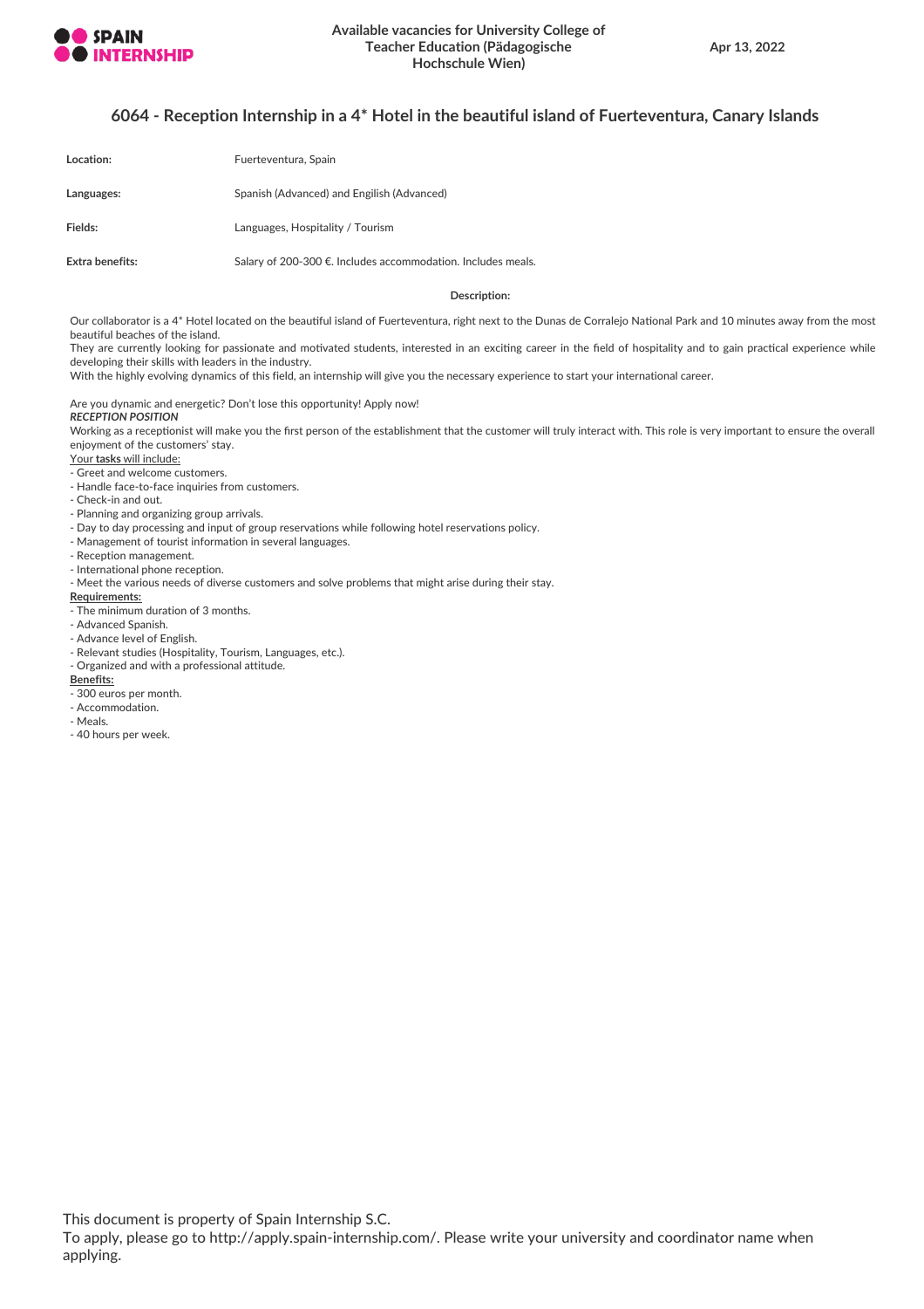# 6064 - Reception Internship in a 4* Hotel in the beautiful island of Fuerteventura, Canary Islands

| | |
|---|---|
| **Location:** | Fuerteventura, Spain |
| **Languages:** | Spanish (Advanced) and Engilish (Advanced) |
| **Fields:** | Languages, Hospitality / Tourism |
| **Extra benefits:** | Salary of 200-300 €. Includes accommodation. Includes meals. |

**Description:**

Our collaborator is a 4* Hotel located on the beautiful island of Fuerteventura, right next to the Dunas de Corralejo National Park and 10 minutes away from the most beautiful beaches of the island.
They are currently looking for passionate and motivated students, interested in an exciting career in the field of hospitality and to gain practical experience while developing their skills with leaders in the industry.
With the highly evolving dynamics of this field, an internship will give you the necessary experience to start your international career.

Are you dynamic and energetic? Don't lose this opportunity! Apply now!

***RECEPTION POSITION***

Working as a receptionist will make you the first person of the establishment that the customer will truly interact with. This role is very important to ensure the overall enjoyment of the customers' stay.

Your **tasks** will include:

- Greet and welcome customers.
- Handle face-to-face inquiries from customers.
- Check-in and out.
- Planning and organizing group arrivals.
- Day to day processing and input of group reservations while following hotel reservations policy.
- Management of tourist information in several languages.
- Reception management.
- International phone reception.
- Meet the various needs of diverse customers and solve problems that might arise during their stay.

**Requirements:**

- The minimum duration of 3 months.
- Advanced Spanish.
- Advance level of English.
- Relevant studies (Hospitality, Tourism, Languages, etc.).
- Organized and with a professional attitude.

**Benefits:**

- 300 euros per month.
- Accommodation.
- Meals.
- 40 hours per week.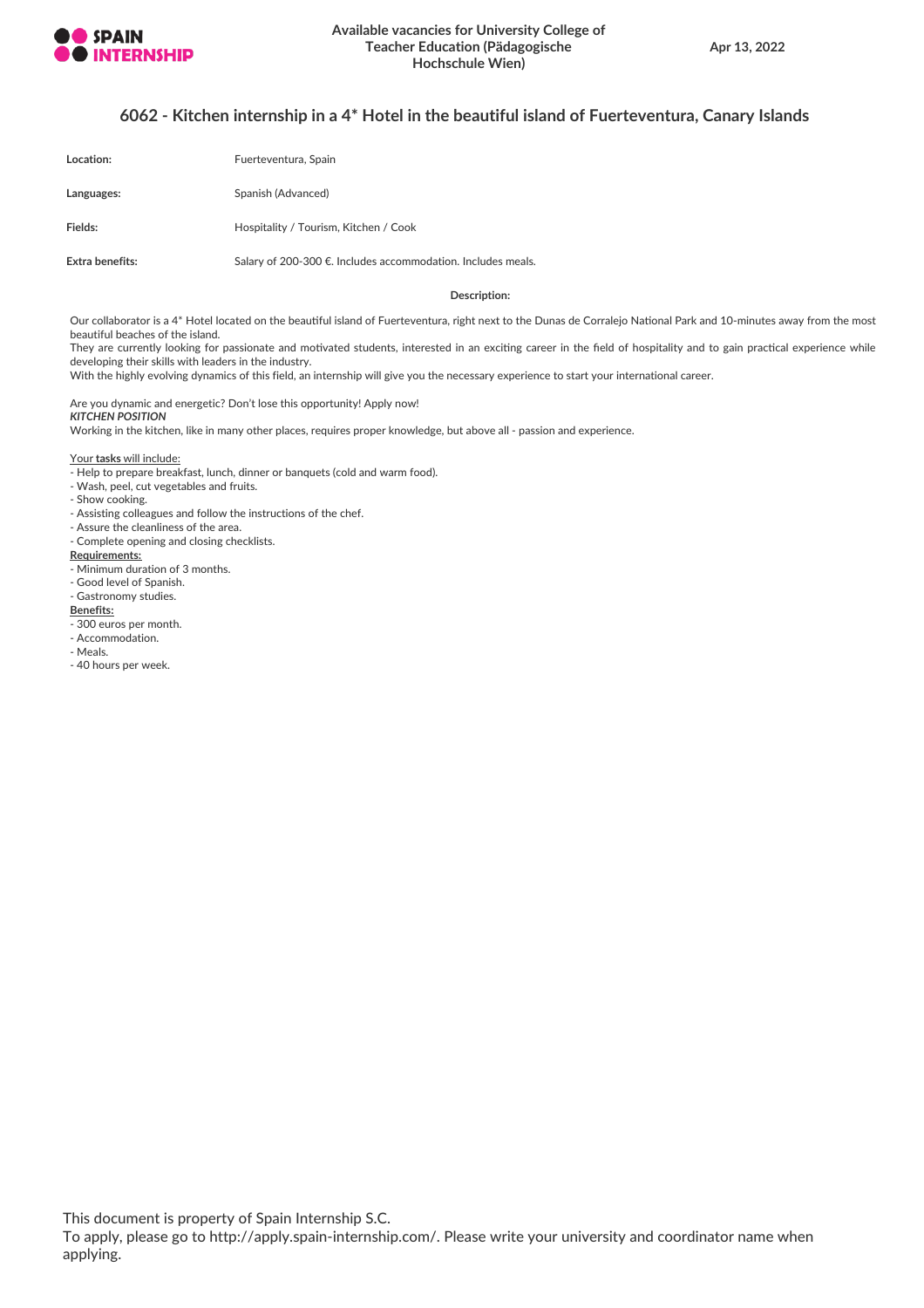# 6062 - Kitchen internship in a 4* Hotel in the beautiful island of Fuerteventura, Canary Islands

| | |
|---|---|
| **Location:** | Fuerteventura, Spain |
| **Languages:** | Spanish (Advanced) |
| **Fields:** | Hospitality / Tourism, Kitchen / Cook |
| **Extra benefits:** | Salary of 200-300 €. Includes accommodation. Includes meals. |

**Description:**

Our collaborator is a 4* Hotel located on the beautiful island of Fuerteventura, right next to the Dunas de Corralejo National Park and 10-minutes away from the most beautiful beaches of the island.
They are currently looking for passionate and motivated students, interested in an exciting career in the field of hospitality and to gain practical experience while developing their skills with leaders in the industry.
With the highly evolving dynamics of this field, an internship will give you the necessary experience to start your international career.

Are you dynamic and energetic? Don't lose this opportunity! Apply now!
***KITCHEN POSITION***
Working in the kitchen, like in many other places, requires proper knowledge, but above all - passion and experience.

Your **tasks** will include:
- Help to prepare breakfast, lunch, dinner or banquets (cold and warm food).
- Wash, peel, cut vegetables and fruits.
- Show cooking.
- Assisting colleagues and follow the instructions of the chef.
- Assure the cleanliness of the area.
- Complete opening and closing checklists.

**Requirements:**
- Minimum duration of 3 months.
- Good level of Spanish.
- Gastronomy studies.

**Benefits:**
- 300 euros per month.
- Accommodation.
- Meals.
- 40 hours per week.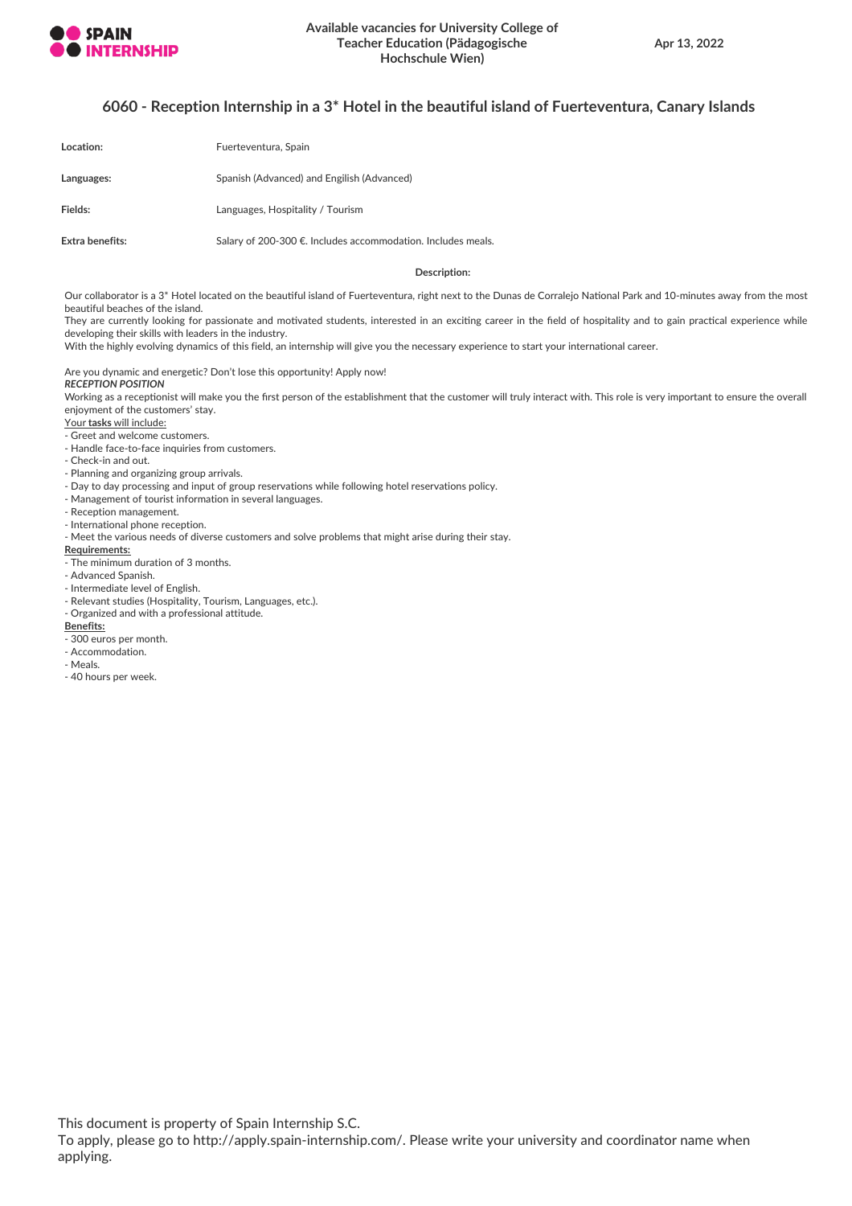# 6060 - Reception Internship in a 3* Hotel in the beautiful island of Fuerteventura, Canary Islands

| | |
|---|---|
| **Location:** | Fuerteventura, Spain |
| **Languages:** | Spanish (Advanced) and Engilish (Advanced) |
| **Fields:** | Languages, Hospitality / Tourism |
| **Extra benefits:** | Salary of 200-300 €. Includes accommodation. Includes meals. |

**Description:**

Our collaborator is a 3* Hotel located on the beautiful island of Fuerteventura, right next to the Dunas de Corralejo National Park and 10-minutes away from the most beautiful beaches of the island.
They are currently looking for passionate and motivated students, interested in an exciting career in the field of hospitality and to gain practical experience while developing their skills with leaders in the industry.
With the highly evolving dynamics of this field, an internship will give you the necessary experience to start your international career.

Are you dynamic and energetic? Don't lose this opportunity! Apply now!

***RECEPTION POSITION***

Working as a receptionist will make you the first person of the establishment that the customer will truly interact with. This role is very important to ensure the overall enjoyment of the customers' stay.

Your **tasks** will include:

- Greet and welcome customers.
- Handle face-to-face inquiries from customers.
- Check-in and out.
- Planning and organizing group arrivals.
- Day to day processing and input of group reservations while following hotel reservations policy.
- Management of tourist information in several languages.
- Reception management.
- International phone reception.
- Meet the various needs of diverse customers and solve problems that might arise during their stay.

**Requirements:**

- The minimum duration of 3 months.
- Advanced Spanish.
- Intermediate level of English.
- Relevant studies (Hospitality, Tourism, Languages, etc.).
- Organized and with a professional attitude.

**Benefits:**

- 300 euros per month.
- Accommodation.
- Meals.
- 40 hours per week.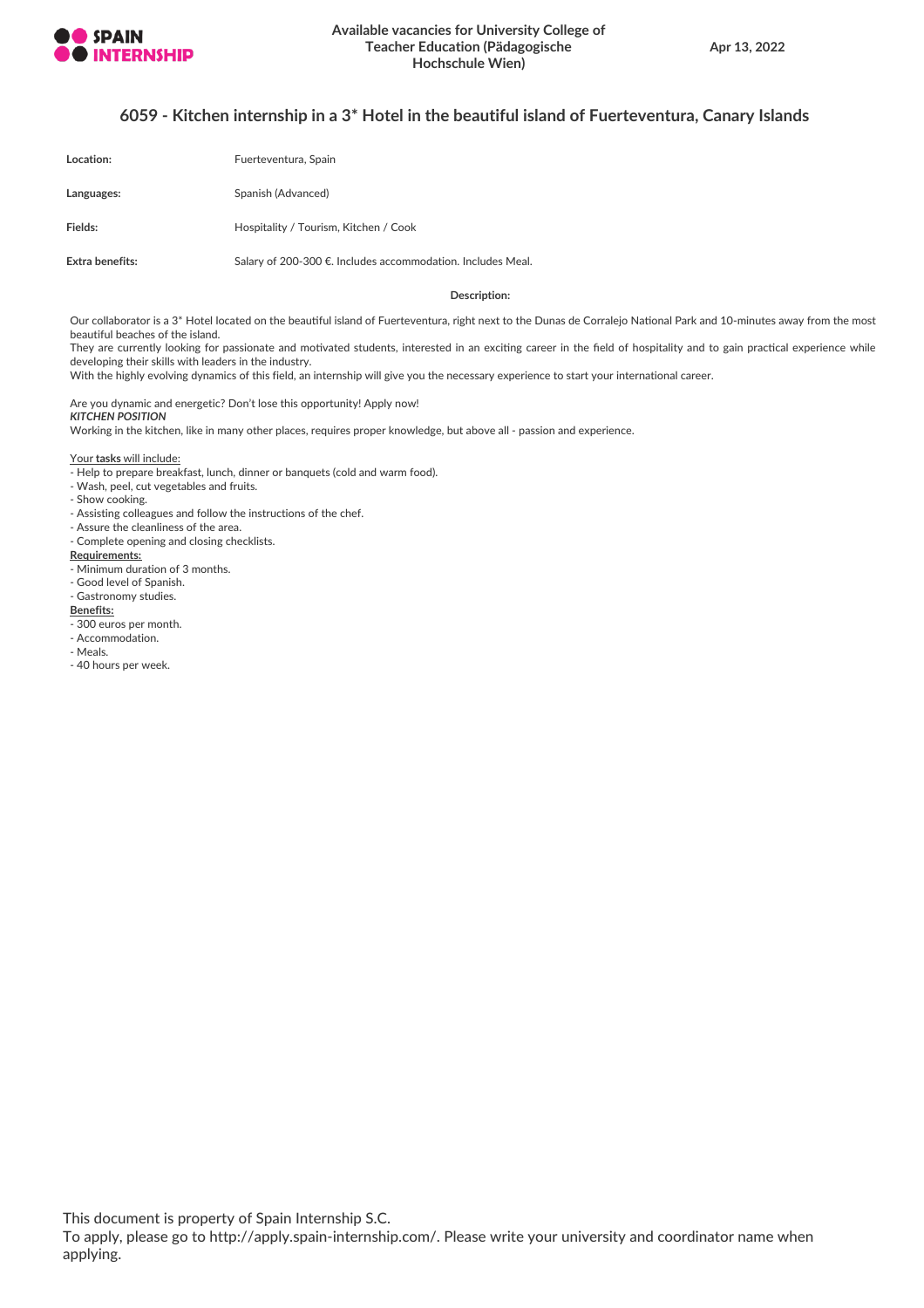## 6059 - Kitchen internship in a 3* Hotel in the beautiful island of Fuerteventura, Canary Islands

| | |
|---|---|
| **Location:** | Fuerteventura, Spain |
| **Languages:** | Spanish (Advanced) |
| **Fields:** | Hospitality / Tourism, Kitchen / Cook |
| **Extra benefits:** | Salary of 200-300 €. Includes accommodation. Includes Meal. |

**Description:**

Our collaborator is a 3* Hotel located on the beautiful island of Fuerteventura, right next to the Dunas de Corralejo National Park and 10-minutes away from the most beautiful beaches of the island.
They are currently looking for passionate and motivated students, interested in an exciting career in the field of hospitality and to gain practical experience while developing their skills with leaders in the industry.
With the highly evolving dynamics of this field, an internship will give you the necessary experience to start your international career.

Are you dynamic and energetic? Don't lose this opportunity! Apply now!
***KITCHEN POSITION***
Working in the kitchen, like in many other places, requires proper knowledge, but above all - passion and experience.

Your **tasks** will include:
- Help to prepare breakfast, lunch, dinner or banquets (cold and warm food).
- Wash, peel, cut vegetables and fruits.
- Show cooking.
- Assisting colleagues and follow the instructions of the chef.
- Assure the cleanliness of the area.
- Complete opening and closing checklists.

**Requirements:**
- Minimum duration of 3 months.
- Good level of Spanish.
- Gastronomy studies.

**Benefits:**
- 300 euros per month.
- Accommodation.
- Meals.
- 40 hours per week.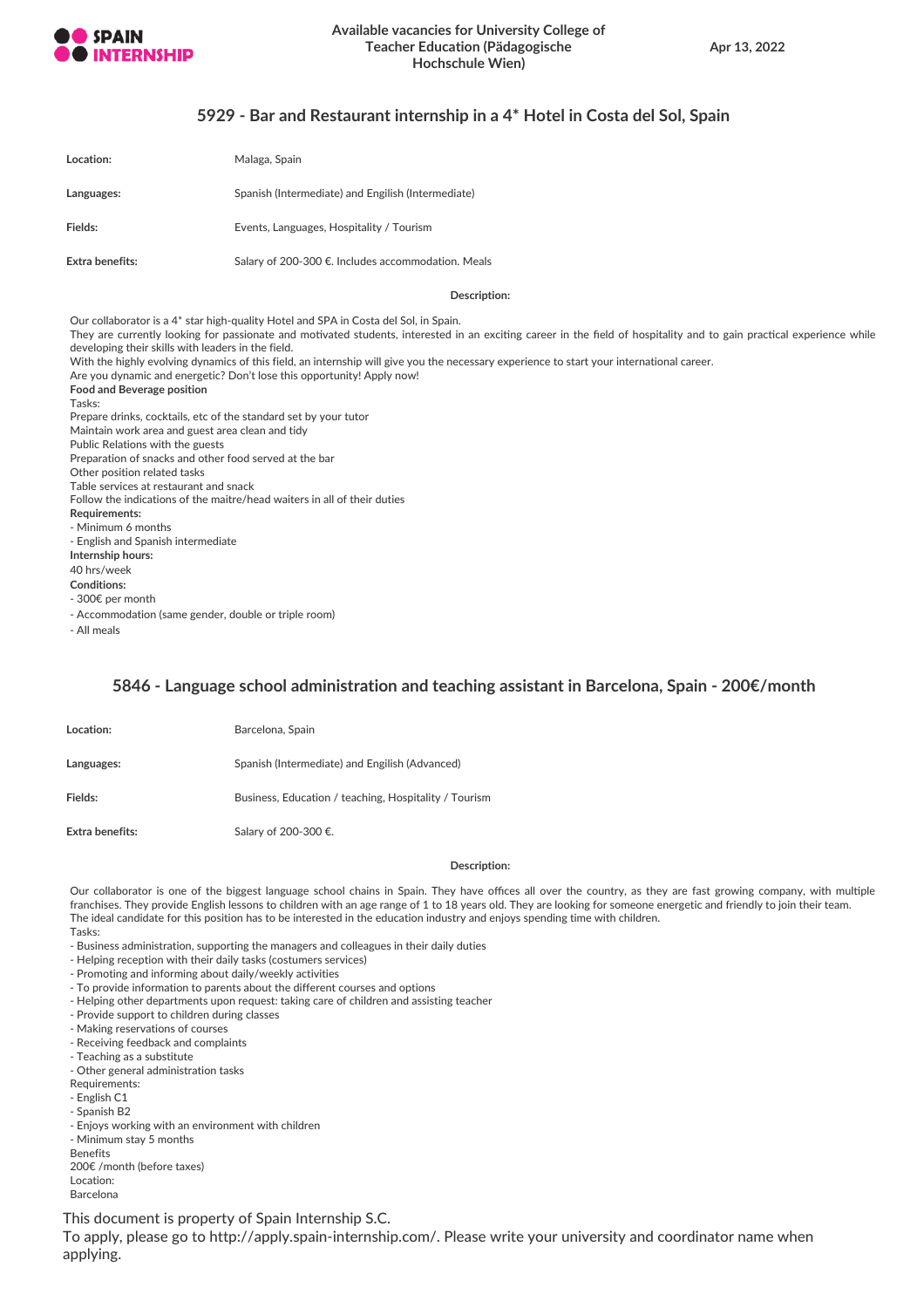## 5929 - Bar and Restaurant internship in a 4* Hotel in Costa del Sol, Spain

| | |
|---|---|
| **Location:** | Malaga, Spain |
| **Languages:** | Spanish (Intermediate) and Engilish (Intermediate) |
| **Fields:** | Events, Languages, Hospitality / Tourism |
| **Extra benefits:** | Salary of 200-300 €. Includes accommodation. Meals |

**Description:**

Our collaborator is a 4* star high-quality Hotel and SPA in Costa del Sol, in Spain.
They are currently looking for passionate and motivated students, interested in an exciting career in the field of hospitality and to gain practical experience while developing their skills with leaders in the field.
With the highly evolving dynamics of this field, an internship will give you the necessary experience to start your international career.
Are you dynamic and energetic? Don't lose this opportunity! Apply now!

**Food and Beverage position**

Tasks:
Prepare drinks, cocktails, etc of the standard set by your tutor
Maintain work area and guest area clean and tidy
Public Relations with the guests
Preparation of snacks and other food served at the bar
Other position related tasks
Table services at restaurant and snack
Follow the indications of the maitre/head waiters in all of their duties

**Requirements:**
- Minimum 6 months
- English and Spanish intermediate

**Internship hours:**
40 hrs/week

**Conditions:**
- 300€ per month
- Accommodation (same gender, double or triple room)
- All meals

## 5846 - Language school administration and teaching assistant in Barcelona, Spain - 200€/month

| | |
|---|---|
| **Location:** | Barcelona, Spain |
| **Languages:** | Spanish (Intermediate) and Engilish (Advanced) |
| **Fields:** | Business, Education / teaching, Hospitality / Tourism |
| **Extra benefits:** | Salary of 200-300 €. |

**Description:**

Our collaborator is one of the biggest language school chains in Spain. They have offices all over the country, as they are fast growing company, with multiple franchises. They provide English lessons to children with an age range of 1 to 18 years old. They are looking for someone energetic and friendly to join their team.
The ideal candidate for this position has to be interested in the education industry and enjoys spending time with children.

Tasks:
- Business administration, supporting the managers and colleagues in their daily duties
- Helping reception with their daily tasks (costumers services)
- Promoting and informing about daily/weekly activities
- To provide information to parents about the different courses and options
- Helping other departments upon request: taking care of children and assisting teacher
- Provide support to children during classes
- Making reservations of courses
- Receiving feedback and complaints
- Teaching as a substitute
- Other general administration tasks

Requirements:
- English C1
- Spanish B2
- Enjoys working with an environment with children
- Minimum stay 5 months

Benefits
200€ /month (before taxes)
Location:
Barcelona

This document is property of Spain Internship S.C.
To apply, please go to http://apply.spain-internship.com/. Please write your university and coordinator name when applying.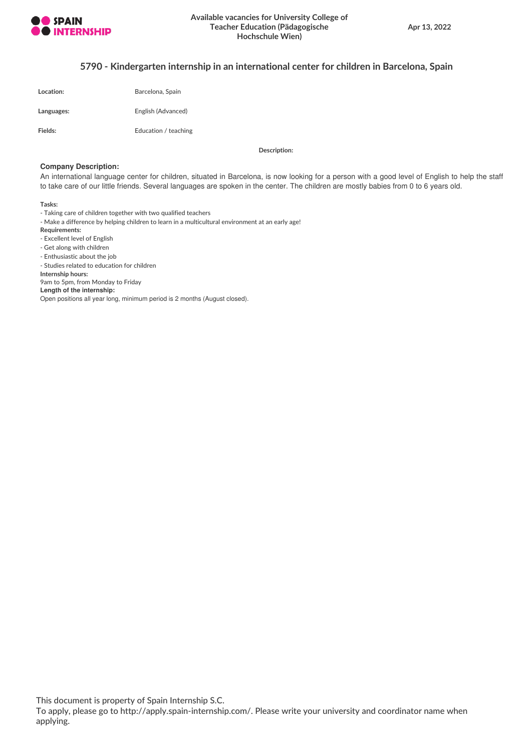## 5790 - Kindergarten internship in an international center for children in Barcelona, Spain

| | |
|---|---|
| **Location:** | Barcelona, Spain |
| **Languages:** | English (Advanced) |
| **Fields:** | Education / teaching |

**Description:**

**Company Description:**

An international language center for children, situated in Barcelona, is now looking for a person with a good level of English to help the staff to take care of our little friends. Several languages are spoken in the center. The children are mostly babies from 0 to 6 years old.

**Tasks:**

- Taking care of children together with two qualified teachers
- Make a difference by helping children to learn in a multicultural environment at an early age!

**Requirements:**

- Excellent level of English
- Get along with children
- Enthusiastic about the job
- Studies related to education for children

**Internship hours:**

9am to 5pm, from Monday to Friday

**Length of the internship:**

Open positions all year long, minimum period is 2 months (August closed).

This document is property of Spain Internship S.C.
To apply, please go to http://apply.spain-internship.com/. Please write your university and coordinator name when applying.